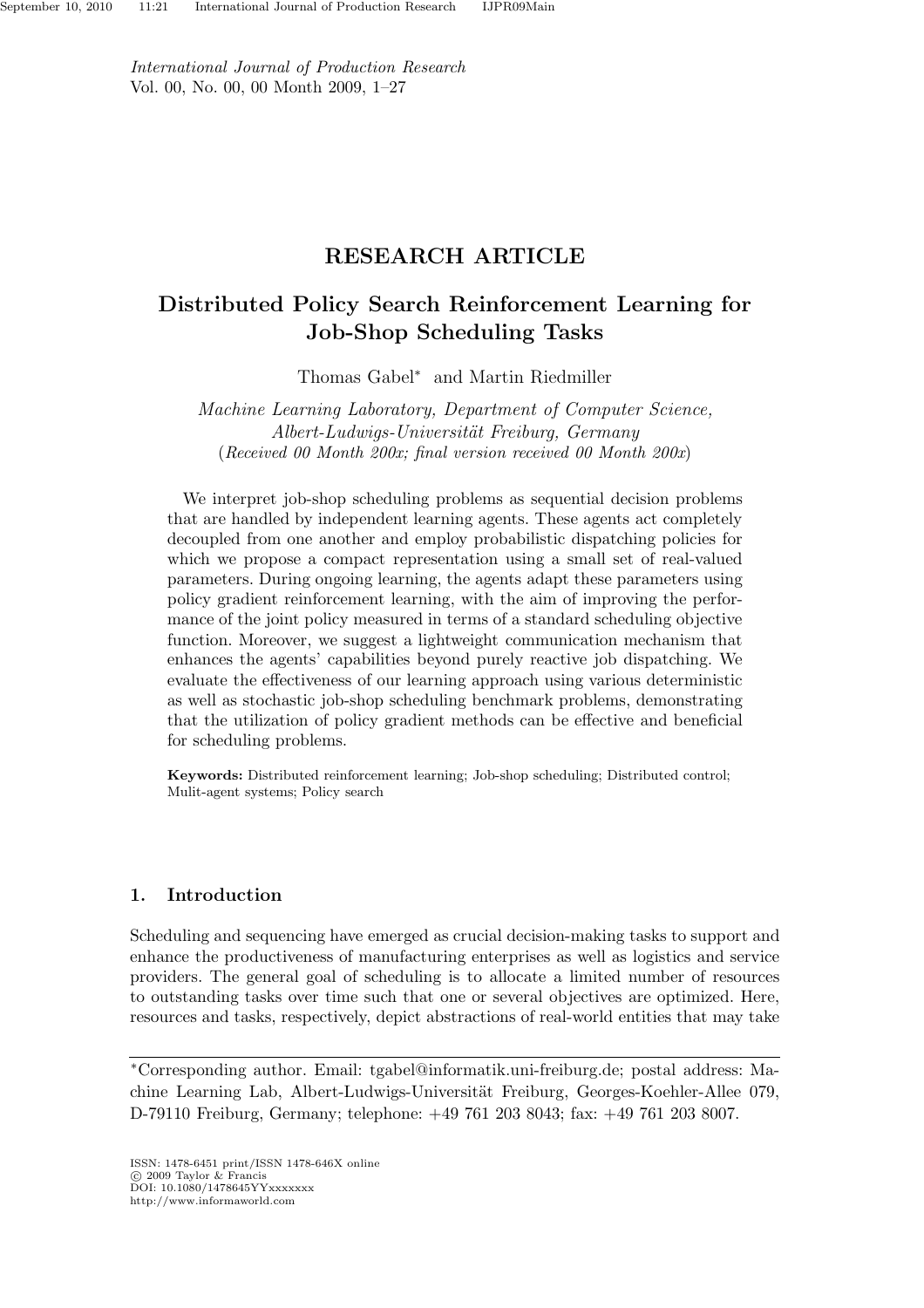*International Journal of Production Research*
Vol. 00, No. 00, 00 Month 2009, 1–27

**RESEARCH ARTICLE**

# Distributed Policy Search Reinforcement Learning for Job-Shop Scheduling Tasks

Thomas Gabel* and Martin Riedmiller

*Machine Learning Laboratory, Department of Computer Science, Albert-Ludwigs-Universität Freiburg, Germany*
(*Received 00 Month 200x; final version received 00 Month 200x*)

We interpret job-shop scheduling problems as sequential decision problems that are handled by independent learning agents. These agents act completely decoupled from one another and employ probabilistic dispatching policies for which we propose a compact representation using a small set of real-valued parameters. During ongoing learning, the agents adapt these parameters using policy gradient reinforcement learning, with the aim of improving the performance of the joint policy measured in terms of a standard scheduling objective function. Moreover, we suggest a lightweight communication mechanism that enhances the agents' capabilities beyond purely reactive job dispatching. We evaluate the effectiveness of our learning approach using various deterministic as well as stochastic job-shop scheduling benchmark problems, demonstrating that the utilization of policy gradient methods can be effective and beneficial for scheduling problems.

**Keywords:** Distributed reinforcement learning; Job-shop scheduling; Distributed control; Mulit-agent systems; Policy search

## 1. Introduction

Scheduling and sequencing have emerged as crucial decision-making tasks to support and enhance the productiveness of manufacturing enterprises as well as logistics and service providers. The general goal of scheduling is to allocate a limited number of resources to outstanding tasks over time such that one or several objectives are optimized. Here, resources and tasks, respectively, depict abstractions of real-world entities that may take

*Corresponding author. Email: tgabel@informatik.uni-freiburg.de; postal address: Machine Learning Lab, Albert-Ludwigs-Universität Freiburg, Georges-Koehler-Allee 079, D-79110 Freiburg, Germany; telephone: +49 761 203 8043; fax: +49 761 203 8007.

ISSN: 1478-6451 print/ISSN 1478-646X online
© 2009 Taylor & Francis
DOI: 10.1080/1478645YYxxxxxxx
http://www.informaworld.com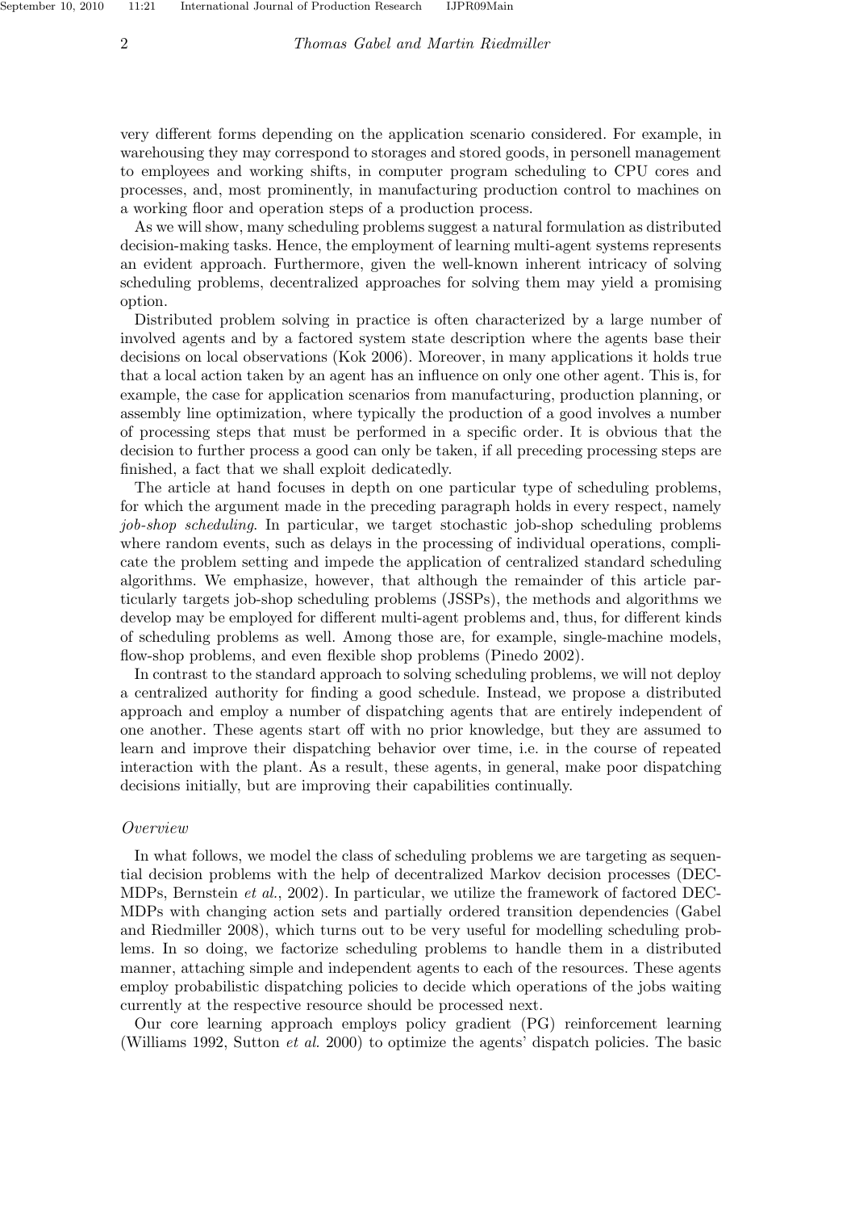very different forms depending on the application scenario considered. For example, in warehousing they may correspond to storages and stored goods, in personell management to employees and working shifts, in computer program scheduling to CPU cores and processes, and, most prominently, in manufacturing production control to machines on a working floor and operation steps of a production process.

As we will show, many scheduling problems suggest a natural formulation as distributed decision-making tasks. Hence, the employment of learning multi-agent systems represents an evident approach. Furthermore, given the well-known inherent intricacy of solving scheduling problems, decentralized approaches for solving them may yield a promising option.

Distributed problem solving in practice is often characterized by a large number of involved agents and by a factored system state description where the agents base their decisions on local observations (Kok 2006). Moreover, in many applications it holds true that a local action taken by an agent has an influence on only one other agent. This is, for example, the case for application scenarios from manufacturing, production planning, or assembly line optimization, where typically the production of a good involves a number of processing steps that must be performed in a specific order. It is obvious that the decision to further process a good can only be taken, if all preceding processing steps are finished, a fact that we shall exploit dedicatedly.

The article at hand focuses in depth on one particular type of scheduling problems, for which the argument made in the preceding paragraph holds in every respect, namely *job-shop scheduling*. In particular, we target stochastic job-shop scheduling problems where random events, such as delays in the processing of individual operations, complicate the problem setting and impede the application of centralized standard scheduling algorithms. We emphasize, however, that although the remainder of this article particularly targets job-shop scheduling problems (JSSPs), the methods and algorithms we develop may be employed for different multi-agent problems and, thus, for different kinds of scheduling problems as well. Among those are, for example, single-machine models, flow-shop problems, and even flexible shop problems (Pinedo 2002).

In contrast to the standard approach to solving scheduling problems, we will not deploy a centralized authority for finding a good schedule. Instead, we propose a distributed approach and employ a number of dispatching agents that are entirely independent of one another. These agents start off with no prior knowledge, but they are assumed to learn and improve their dispatching behavior over time, i.e. in the course of repeated interaction with the plant. As a result, these agents, in general, make poor dispatching decisions initially, but are improving their capabilities continually.

*Overview*

In what follows, we model the class of scheduling problems we are targeting as sequential decision problems with the help of decentralized Markov decision processes (DEC-MDPs, Bernstein *et al.*, 2002). In particular, we utilize the framework of factored DEC-MDPs with changing action sets and partially ordered transition dependencies (Gabel and Riedmiller 2008), which turns out to be very useful for modelling scheduling problems. In so doing, we factorize scheduling problems to handle them in a distributed manner, attaching simple and independent agents to each of the resources. These agents employ probabilistic dispatching policies to decide which operations of the jobs waiting currently at the respective resource should be processed next.

Our core learning approach employs policy gradient (PG) reinforcement learning (Williams 1992, Sutton *et al.* 2000) to optimize the agents' dispatch policies. The basic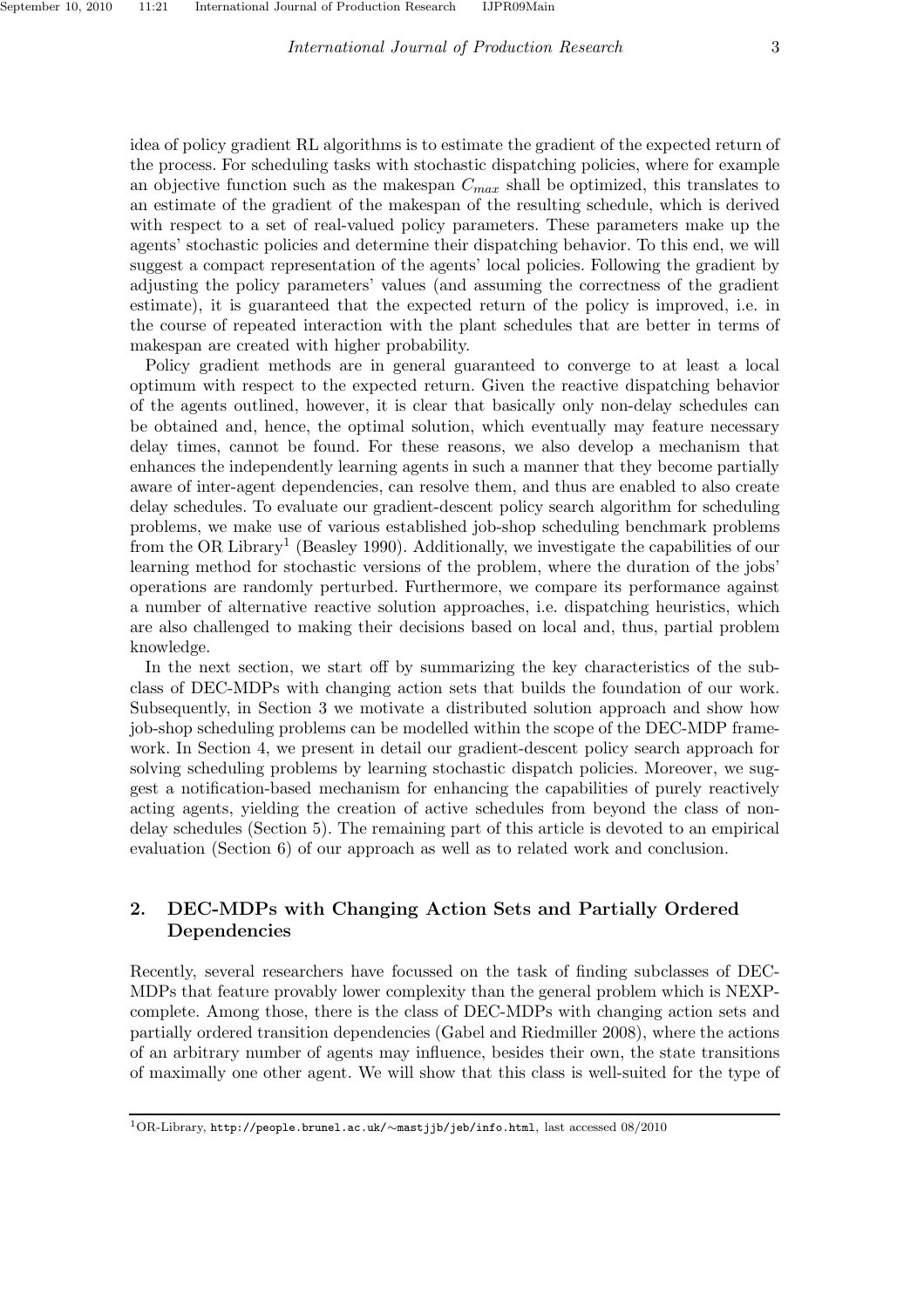idea of policy gradient RL algorithms is to estimate the gradient of the expected return of the process. For scheduling tasks with stochastic dispatching policies, where for example an objective function such as the makespan $C_{max}$ shall be optimized, this translates to an estimate of the gradient of the makespan of the resulting schedule, which is derived with respect to a set of real-valued policy parameters. These parameters make up the agents' stochastic policies and determine their dispatching behavior. To this end, we will suggest a compact representation of the agents' local policies. Following the gradient by adjusting the policy parameters' values (and assuming the correctness of the gradient estimate), it is guaranteed that the expected return of the policy is improved, i.e. in the course of repeated interaction with the plant schedules that are better in terms of makespan are created with higher probability.

Policy gradient methods are in general guaranteed to converge to at least a local optimum with respect to the expected return. Given the reactive dispatching behavior of the agents outlined, however, it is clear that basically only non-delay schedules can be obtained and, hence, the optimal solution, which eventually may feature necessary delay times, cannot be found. For these reasons, we also develop a mechanism that enhances the independently learning agents in such a manner that they become partially aware of inter-agent dependencies, can resolve them, and thus are enabled to also create delay schedules. To evaluate our gradient-descent policy search algorithm for scheduling problems, we make use of various established job-shop scheduling benchmark problems from the OR Library[1] (Beasley 1990). Additionally, we investigate the capabilities of our learning method for stochastic versions of the problem, where the duration of the jobs' operations are randomly perturbed. Furthermore, we compare its performance against a number of alternative reactive solution approaches, i.e. dispatching heuristics, which are also challenged to making their decisions based on local and, thus, partial problem knowledge.

In the next section, we start off by summarizing the key characteristics of the subclass of DEC-MDPs with changing action sets that builds the foundation of our work. Subsequently, in Section 3 we motivate a distributed solution approach and show how job-shop scheduling problems can be modelled within the scope of the DEC-MDP framework. In Section 4, we present in detail our gradient-descent policy search approach for solving scheduling problems by learning stochastic dispatch policies. Moreover, we suggest a notification-based mechanism for enhancing the capabilities of purely reactively acting agents, yielding the creation of active schedules from beyond the class of non-delay schedules (Section 5). The remaining part of this article is devoted to an empirical evaluation (Section 6) of our approach as well as to related work and conclusion.

## 2. DEC-MDPs with Changing Action Sets and Partially Ordered Dependencies

Recently, several researchers have focussed on the task of finding subclasses of DEC-MDPs that feature provably lower complexity than the general problem which is NEXP-complete. Among those, there is the class of DEC-MDPs with changing action sets and partially ordered transition dependencies (Gabel and Riedmiller 2008), where the actions of an arbitrary number of agents may influence, besides their own, the state transitions of maximally one other agent. We will show that this class is well-suited for the type of

[1] OR-Library, http://people.brunel.ac.uk/∼mastjjb/jeb/info.html, last accessed 08/2010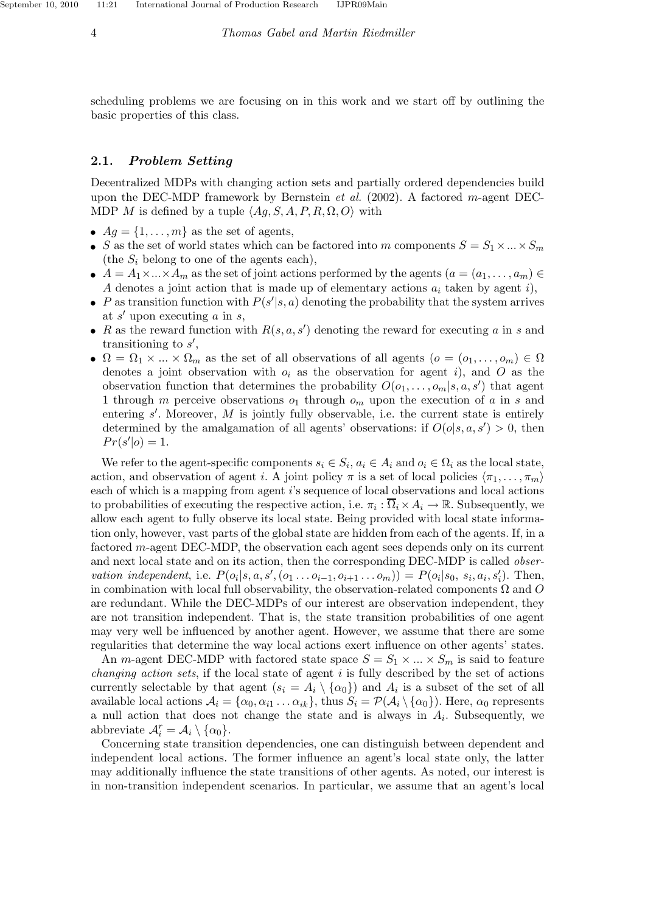scheduling problems we are focusing on in this work and we start off by outlining the basic properties of this class.

### 2.1. *Problem Setting*

Decentralized MDPs with changing action sets and partially ordered dependencies build upon the DEC-MDP framework by Bernstein *et al.* (2002). A factored $m$-agent DEC-MDP $M$ is defined by a tuple $\langle Ag, S, A, P, R, \Omega, O\rangle$ with

- $Ag = \{1, \ldots, m\}$ as the set of agents,
- $S$ as the set of world states which can be factored into $m$ components $S = S_1 \times ... \times S_m$ (the $S_i$ belong to one of the agents each),
- $A = A_1 \times ... \times A_m$ as the set of joint actions performed by the agents ($a = (a_1, \ldots, a_m) \in A$ denotes a joint action that is made up of elementary actions $a_i$ taken by agent $i$),
- $P$ as transition function with $P(s'|s, a)$ denoting the probability that the system arrives at $s'$ upon executing $a$ in $s$,
- $R$ as the reward function with $R(s, a, s')$ denoting the reward for executing $a$ in $s$ and transitioning to $s'$,
- $\Omega = \Omega_1 \times ... \times \Omega_m$ as the set of all observations of all agents ($o = (o_1, \ldots, o_m) \in \Omega$ denotes a joint observation with $o_i$ as the observation for agent $i$), and $O$ as the observation function that determines the probability $O(o_1, \ldots, o_m|s, a, s')$ that agent 1 through $m$ perceive observations $o_1$ through $o_m$ upon the execution of $a$ in $s$ and entering $s'$. Moreover, $M$ is jointly fully observable, i.e. the current state is entirely determined by the amalgamation of all agents' observations: if $O(o|s, a, s') > 0$, then $Pr(s'|o) = 1$.

We refer to the agent-specific components $s_i \in S_i$, $a_i \in A_i$ and $o_i \in \Omega_i$ as the local state, action, and observation of agent $i$. A joint policy $\pi$ is a set of local policies $\langle \pi_1, \ldots, \pi_m\rangle$ each of which is a mapping from agent $i$'s sequence of local observations and local actions to probabilities of executing the respective action, i.e. $\pi_i : \overline{\Omega}_i \times A_i \to \mathbb{R}$. Subsequently, we allow each agent to fully observe its local state. Being provided with local state information only, however, vast parts of the global state are hidden from each of the agents. If, in a factored $m$-agent DEC-MDP, the observation each agent sees depends only on its current and next local state and on its action, then the corresponding DEC-MDP is called *observation independent*, i.e. $P(o_i|s, a, s', (o_1 \ldots o_{i-1}, o_{i+1} \ldots o_m)) = P(o_i|s_0,\ s_i, a_i, s'_i)$. Then, in combination with local full observability, the observation-related components $\Omega$ and $O$ are redundant. While the DEC-MDPs of our interest are observation independent, they are not transition independent. That is, the state transition probabilities of one agent may very well be influenced by another agent. However, we assume that there are some regularities that determine the way local actions exert influence on other agents' states.

An $m$-agent DEC-MDP with factored state space $S = S_1 \times ... \times S_m$ is said to feature *changing action sets*, if the local state of agent $i$ is fully described by the set of actions currently selectable by that agent ($s_i = A_i \setminus \{\alpha_0\}$) and $A_i$ is a subset of the set of all available local actions $\mathcal{A}_i = \{\alpha_0, \alpha_{i1} \ldots \alpha_{ik}\}$, thus $S_i = \mathcal{P}(\mathcal{A}_i \setminus \{\alpha_0\})$. Here, $\alpha_0$ represents a null action that does not change the state and is always in $A_i$. Subsequently, we abbreviate $\mathcal{A}_i^r = \mathcal{A}_i \setminus \{\alpha_0\}$.

Concerning state transition dependencies, one can distinguish between dependent and independent local actions. The former influence an agent's local state only, the latter may additionally influence the state transitions of other agents. As noted, our interest is in non-transition independent scenarios. In particular, we assume that an agent's local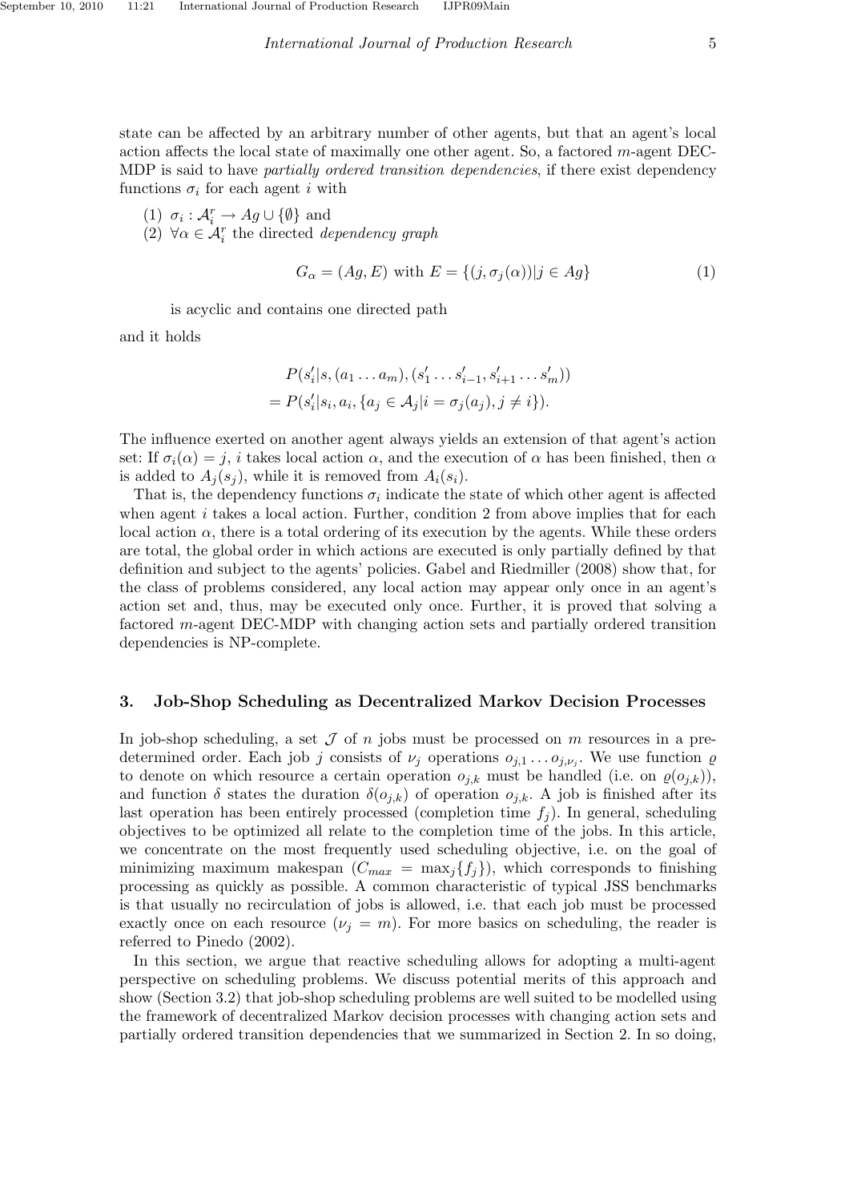state can be affected by an arbitrary number of other agents, but that an agent's local action affects the local state of maximally one other agent. So, a factored $m$-agent DEC-MDP is said to have *partially ordered transition dependencies*, if there exist dependency functions $\sigma_i$ for each agent $i$ with

(1) $\sigma_i : \mathcal{A}_i^r \rightarrow Ag \cup \{\emptyset\}$ and
(2) $\forall \alpha \in \mathcal{A}_i^r$ the directed *dependency graph*

$$G_\alpha = (Ag, E) \text{ with } E = \{(j, \sigma_j(\alpha)) | j \in Ag\} \tag{1}$$

is acyclic and contains one directed path

and it holds

$$\begin{aligned} & P(s_i' | s, (a_1 \dots a_m), (s_1' \dots s_{i-1}', s_{i+1}' \dots s_m')) \\ = & P(s_i' | s_i, a_i, \{a_j \in \mathcal{A}_j | i = \sigma_j(a_j), j \neq i\}). \end{aligned}$$

The influence exerted on another agent always yields an extension of that agent's action set: If $\sigma_i(\alpha) = j$, $i$ takes local action $\alpha$, and the execution of $\alpha$ has been finished, then $\alpha$ is added to $A_j(s_j)$, while it is removed from $A_i(s_i)$.

That is, the dependency functions $\sigma_i$ indicate the state of which other agent is affected when agent $i$ takes a local action. Further, condition 2 from above implies that for each local action $\alpha$, there is a total ordering of its execution by the agents. While these orders are total, the global order in which actions are executed is only partially defined by that definition and subject to the agents' policies. Gabel and Riedmiller (2008) show that, for the class of problems considered, any local action may appear only once in an agent's action set and, thus, may be executed only once. Further, it is proved that solving a factored $m$-agent DEC-MDP with changing action sets and partially ordered transition dependencies is NP-complete.

## 3. Job-Shop Scheduling as Decentralized Markov Decision Processes

In job-shop scheduling, a set $\mathcal{J}$ of $n$ jobs must be processed on $m$ resources in a predetermined order. Each job $j$ consists of $\nu_j$ operations $o_{j,1} \dots o_{j,\nu_j}$. We use function $\varrho$ to denote on which resource a certain operation $o_{j,k}$ must be handled (i.e. on $\varrho(o_{j,k})$), and function $\delta$ states the duration $\delta(o_{j,k})$ of operation $o_{j,k}$. A job is finished after its last operation has been entirely processed (completion time $f_j$). In general, scheduling objectives to be optimized all relate to the completion time of the jobs. In this article, we concentrate on the most frequently used scheduling objective, i.e. on the goal of minimizing maximum makespan ($C_{max} = \max_j\{f_j\}$), which corresponds to finishing processing as quickly as possible. A common characteristic of typical JSS benchmarks is that usually no recirculation of jobs is allowed, i.e. that each job must be processed exactly once on each resource ($\nu_j = m$). For more basics on scheduling, the reader is referred to Pinedo (2002).

In this section, we argue that reactive scheduling allows for adopting a multi-agent perspective on scheduling problems. We discuss potential merits of this approach and show (Section 3.2) that job-shop scheduling problems are well suited to be modelled using the framework of decentralized Markov decision processes with changing action sets and partially ordered transition dependencies that we summarized in Section 2. In so doing,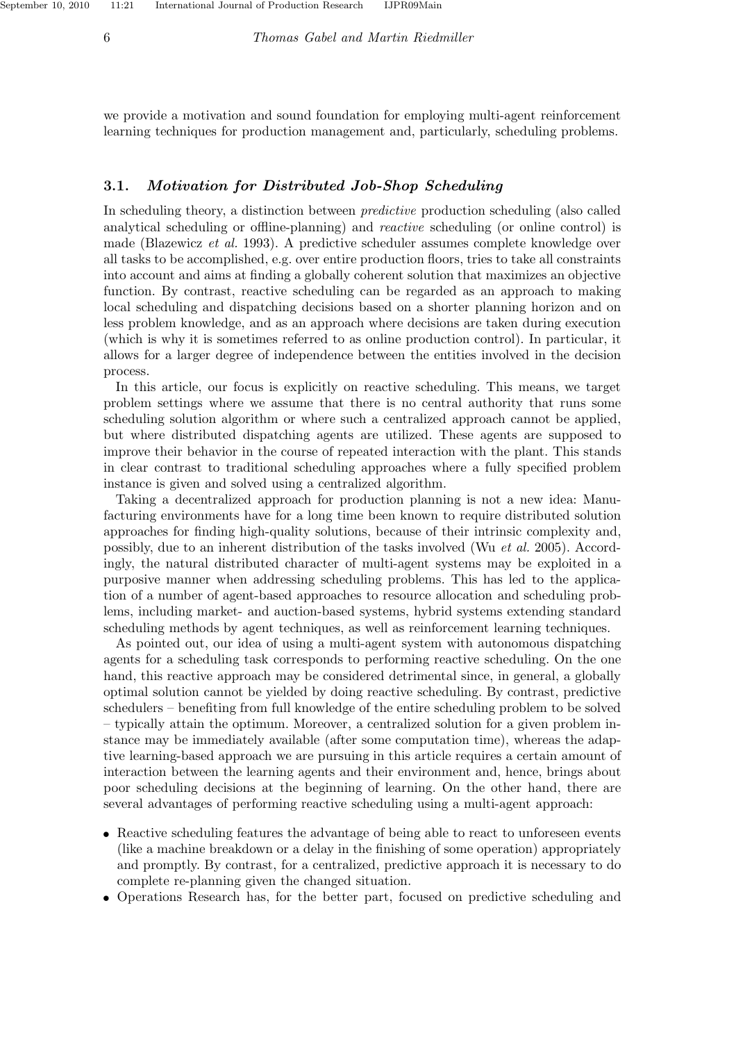we provide a motivation and sound foundation for employing multi-agent reinforcement learning techniques for production management and, particularly, scheduling problems.

### 3.1. *Motivation for Distributed Job-Shop Scheduling*

In scheduling theory, a distinction between *predictive* production scheduling (also called analytical scheduling or offline-planning) and *reactive* scheduling (or online control) is made (Blazewicz *et al.* 1993). A predictive scheduler assumes complete knowledge over all tasks to be accomplished, e.g. over entire production floors, tries to take all constraints into account and aims at finding a globally coherent solution that maximizes an objective function. By contrast, reactive scheduling can be regarded as an approach to making local scheduling and dispatching decisions based on a shorter planning horizon and on less problem knowledge, and as an approach where decisions are taken during execution (which is why it is sometimes referred to as online production control). In particular, it allows for a larger degree of independence between the entities involved in the decision process.

In this article, our focus is explicitly on reactive scheduling. This means, we target problem settings where we assume that there is no central authority that runs some scheduling solution algorithm or where such a centralized approach cannot be applied, but where distributed dispatching agents are utilized. These agents are supposed to improve their behavior in the course of repeated interaction with the plant. This stands in clear contrast to traditional scheduling approaches where a fully specified problem instance is given and solved using a centralized algorithm.

Taking a decentralized approach for production planning is not a new idea: Manufacturing environments have for a long time been known to require distributed solution approaches for finding high-quality solutions, because of their intrinsic complexity and, possibly, due to an inherent distribution of the tasks involved (Wu *et al.* 2005). Accordingly, the natural distributed character of multi-agent systems may be exploited in a purposive manner when addressing scheduling problems. This has led to the application of a number of agent-based approaches to resource allocation and scheduling problems, including market- and auction-based systems, hybrid systems extending standard scheduling methods by agent techniques, as well as reinforcement learning techniques.

As pointed out, our idea of using a multi-agent system with autonomous dispatching agents for a scheduling task corresponds to performing reactive scheduling. On the one hand, this reactive approach may be considered detrimental since, in general, a globally optimal solution cannot be yielded by doing reactive scheduling. By contrast, predictive schedulers – benefiting from full knowledge of the entire scheduling problem to be solved – typically attain the optimum. Moreover, a centralized solution for a given problem instance may be immediately available (after some computation time), whereas the adaptive learning-based approach we are pursuing in this article requires a certain amount of interaction between the learning agents and their environment and, hence, brings about poor scheduling decisions at the beginning of learning. On the other hand, there are several advantages of performing reactive scheduling using a multi-agent approach:

- Reactive scheduling features the advantage of being able to react to unforeseen events (like a machine breakdown or a delay in the finishing of some operation) appropriately and promptly. By contrast, for a centralized, predictive approach it is necessary to do complete re-planning given the changed situation.
- Operations Research has, for the better part, focused on predictive scheduling and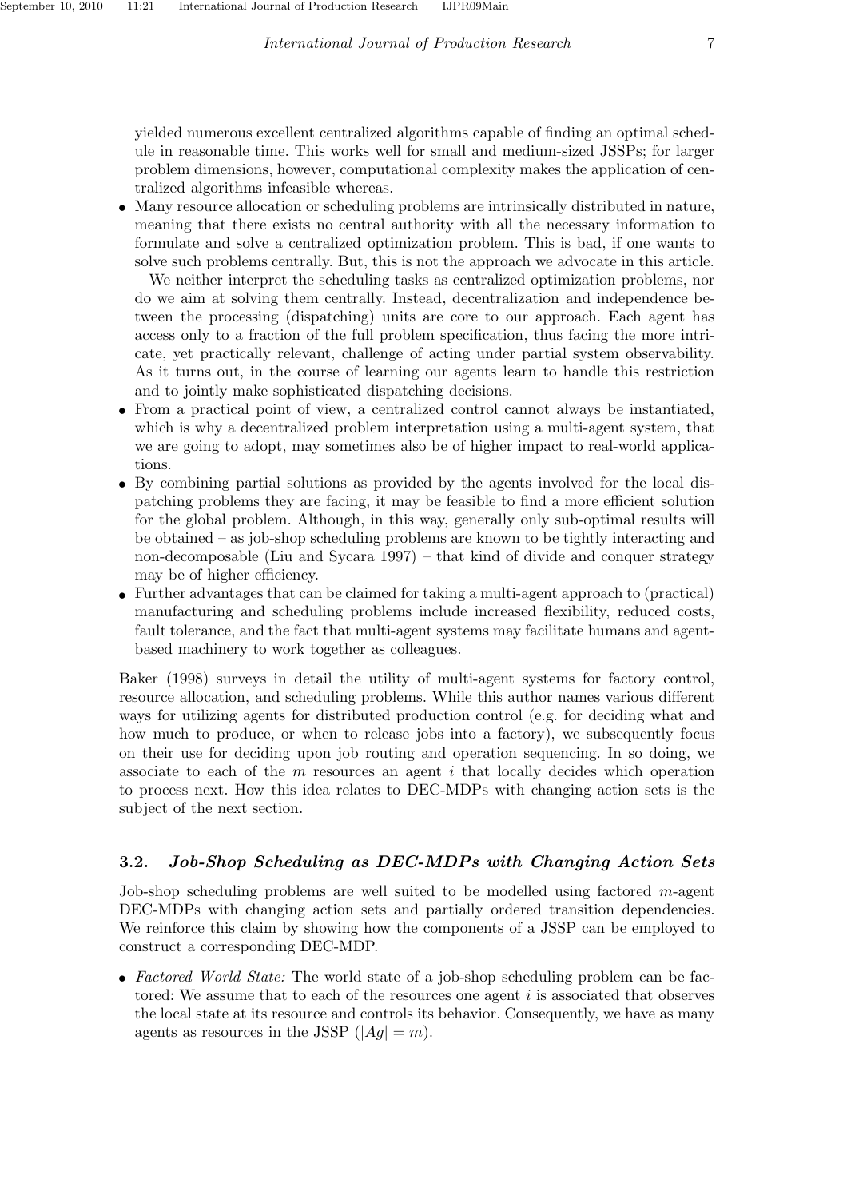yielded numerous excellent centralized algorithms capable of finding an optimal schedule in reasonable time. This works well for small and medium-sized JSSPs; for larger problem dimensions, however, computational complexity makes the application of centralized algorithms infeasible whereas.

- Many resource allocation or scheduling problems are intrinsically distributed in nature, meaning that there exists no central authority with all the necessary information to formulate and solve a centralized optimization problem. This is bad, if one wants to solve such problems centrally. But, this is not the approach we advocate in this article.

  We neither interpret the scheduling tasks as centralized optimization problems, nor do we aim at solving them centrally. Instead, decentralization and independence between the processing (dispatching) units are core to our approach. Each agent has access only to a fraction of the full problem specification, thus facing the more intricate, yet practically relevant, challenge of acting under partial system observability. As it turns out, in the course of learning our agents learn to handle this restriction and to jointly make sophisticated dispatching decisions.
- From a practical point of view, a centralized control cannot always be instantiated, which is why a decentralized problem interpretation using a multi-agent system, that we are going to adopt, may sometimes also be of higher impact to real-world applications.
- By combining partial solutions as provided by the agents involved for the local dispatching problems they are facing, it may be feasible to find a more efficient solution for the global problem. Although, in this way, generally only sub-optimal results will be obtained – as job-shop scheduling problems are known to be tightly interacting and non-decomposable (Liu and Sycara 1997) – that kind of divide and conquer strategy may be of higher efficiency.
- Further advantages that can be claimed for taking a multi-agent approach to (practical) manufacturing and scheduling problems include increased flexibility, reduced costs, fault tolerance, and the fact that multi-agent systems may facilitate humans and agent-based machinery to work together as colleagues.

Baker (1998) surveys in detail the utility of multi-agent systems for factory control, resource allocation, and scheduling problems. While this author names various different ways for utilizing agents for distributed production control (e.g. for deciding what and how much to produce, or when to release jobs into a factory), we subsequently focus on their use for deciding upon job routing and operation sequencing. In so doing, we associate to each of the $m$ resources an agent $i$ that locally decides which operation to process next. How this idea relates to DEC-MDPs with changing action sets is the subject of the next section.

### 3.2. *Job-Shop Scheduling as DEC-MDPs with Changing Action Sets*

Job-shop scheduling problems are well suited to be modelled using factored $m$-agent DEC-MDPs with changing action sets and partially ordered transition dependencies. We reinforce this claim by showing how the components of a JSSP can be employed to construct a corresponding DEC-MDP.

- *Factored World State:* The world state of a job-shop scheduling problem can be factored: We assume that to each of the resources one agent $i$ is associated that observes the local state at its resource and controls its behavior. Consequently, we have as many agents as resources in the JSSP ($|Ag| = m$).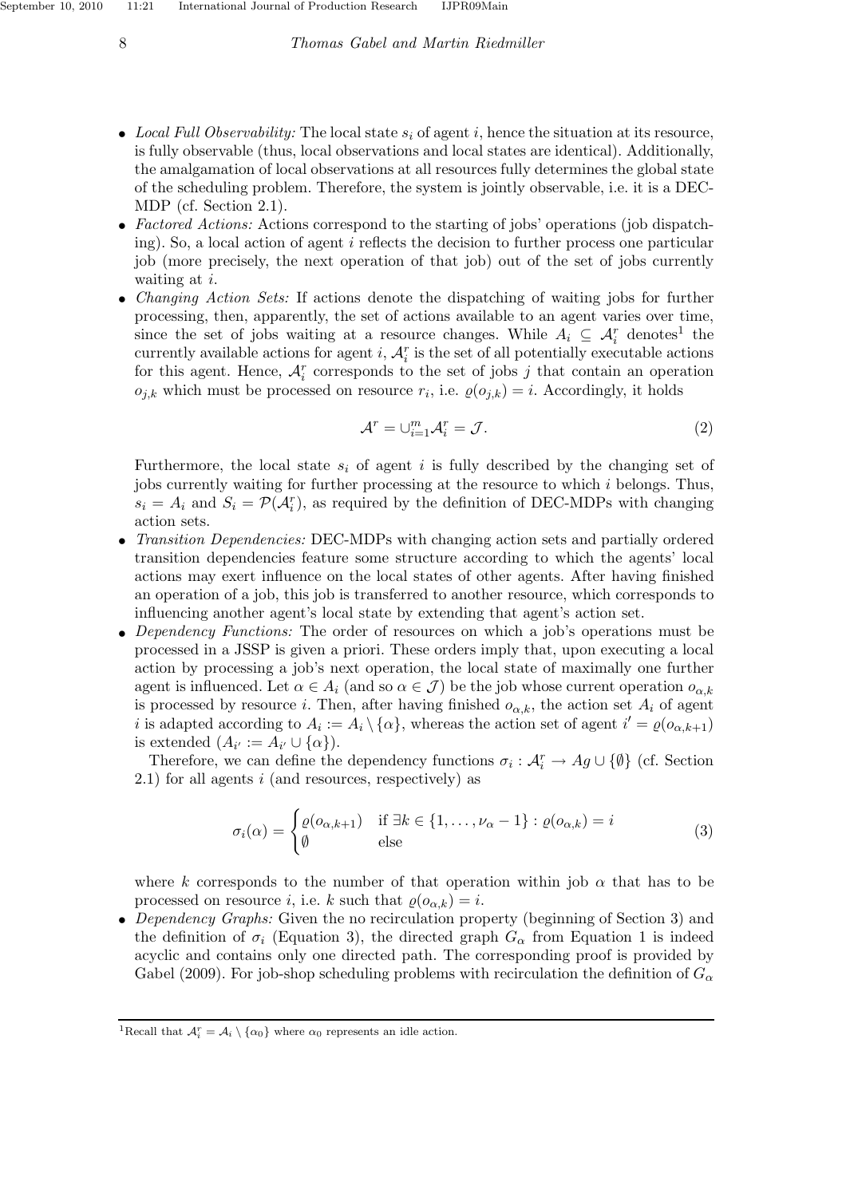- *Local Full Observability:* The local state $s_i$ of agent $i$, hence the situation at its resource, is fully observable (thus, local observations and local states are identical). Additionally, the amalgamation of local observations at all resources fully determines the global state of the scheduling problem. Therefore, the system is jointly observable, i.e. it is a DEC-MDP (cf. Section 2.1).
- *Factored Actions:* Actions correspond to the starting of jobs' operations (job dispatching). So, a local action of agent $i$ reflects the decision to further process one particular job (more precisely, the next operation of that job) out of the set of jobs currently waiting at $i$.
- *Changing Action Sets:* If actions denote the dispatching of waiting jobs for further processing, then, apparently, the set of actions available to an agent varies over time, since the set of jobs waiting at a resource changes. While $A_i \subseteq \mathcal{A}_i^r$ denotes[1] the currently available actions for agent $i$, $\mathcal{A}_i^r$ is the set of all potentially executable actions for this agent. Hence, $\mathcal{A}_i^r$ corresponds to the set of jobs $j$ that contain an operation $o_{j,k}$ which must be processed on resource $r_i$, i.e. $\varrho(o_{j,k}) = i$. Accordingly, it holds

$$\mathcal{A}^r = \cup_{i=1}^m \mathcal{A}_i^r = \mathcal{J}. \tag{2}$$

  Furthermore, the local state $s_i$ of agent $i$ is fully described by the changing set of jobs currently waiting for further processing at the resource to which $i$ belongs. Thus, $s_i = A_i$ and $S_i = \mathcal{P}(\mathcal{A}_i^r)$, as required by the definition of DEC-MDPs with changing action sets.
- *Transition Dependencies:* DEC-MDPs with changing action sets and partially ordered transition dependencies feature some structure according to which the agents' local actions may exert influence on the local states of other agents. After having finished an operation of a job, this job is transferred to another resource, which corresponds to influencing another agent's local state by extending that agent's action set.
- *Dependency Functions:* The order of resources on which a job's operations must be processed in a JSSP is given a priori. These orders imply that, upon executing a local action by processing a job's next operation, the local state of maximally one further agent is influenced. Let $\alpha \in A_i$ (and so $\alpha \in \mathcal{J}$) be the job whose current operation $o_{\alpha,k}$ is processed by resource $i$. Then, after having finished $o_{\alpha,k}$, the action set $A_i$ of agent $i$ is adapted according to $A_i := A_i \setminus \{\alpha\}$, whereas the action set of agent $i' = \varrho(o_{\alpha,k+1})$ is extended ($A_{i'} := A_{i'} \cup \{\alpha\}$).

  Therefore, we can define the dependency functions $\sigma_i : \mathcal{A}_i^r \rightarrow Ag \cup \{\emptyset\}$ (cf. Section 2.1) for all agents $i$ (and resources, respectively) as

$$\sigma_i(\alpha) = \begin{cases} \varrho(o_{\alpha,k+1}) & \text{if } \exists k \in \{1, \dots, \nu_\alpha - 1\} : \varrho(o_{\alpha,k}) = i \\ \emptyset & \text{else} \end{cases} \tag{3}$$

  where $k$ corresponds to the number of that operation within job $\alpha$ that has to be processed on resource $i$, i.e. $k$ such that $\varrho(o_{\alpha,k}) = i$.
- *Dependency Graphs:* Given the no recirculation property (beginning of Section 3) and the definition of $\sigma_i$ (Equation 3), the directed graph $G_\alpha$ from Equation 1 is indeed acyclic and contains only one directed path. The corresponding proof is provided by Gabel (2009). For job-shop scheduling problems with recirculation the definition of $G_\alpha$

[1] Recall that $\mathcal{A}_i^r = \mathcal{A}_i \setminus \{\alpha_0\}$ where $\alpha_0$ represents an idle action.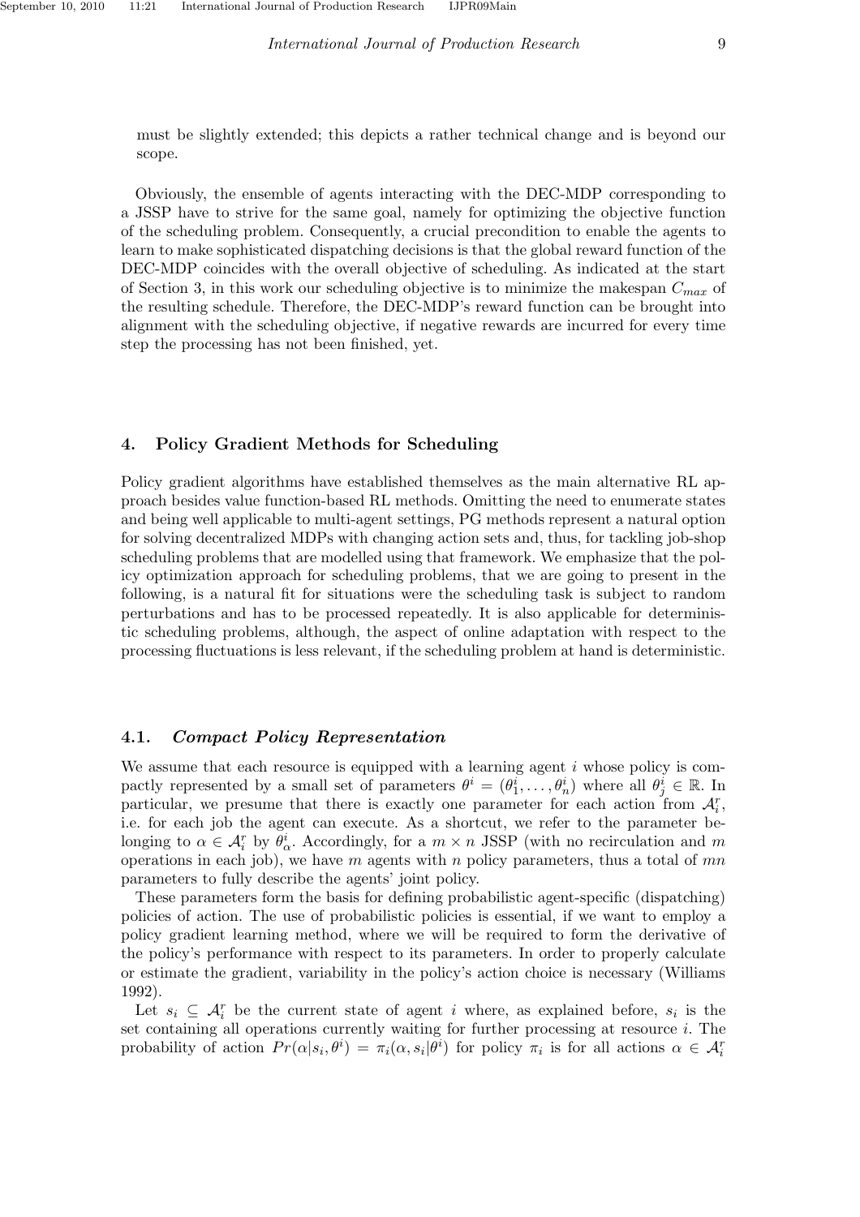must be slightly extended; this depicts a rather technical change and is beyond our scope.

Obviously, the ensemble of agents interacting with the DEC-MDP corresponding to a JSSP have to strive for the same goal, namely for optimizing the objective function of the scheduling problem. Consequently, a crucial precondition to enable the agents to learn to make sophisticated dispatching decisions is that the global reward function of the DEC-MDP coincides with the overall objective of scheduling. As indicated at the start of Section 3, in this work our scheduling objective is to minimize the makespan $C_{max}$ of the resulting schedule. Therefore, the DEC-MDP's reward function can be brought into alignment with the scheduling objective, if negative rewards are incurred for every time step the processing has not been finished, yet.

## 4. Policy Gradient Methods for Scheduling

Policy gradient algorithms have established themselves as the main alternative RL approach besides value function-based RL methods. Omitting the need to enumerate states and being well applicable to multi-agent settings, PG methods represent a natural option for solving decentralized MDPs with changing action sets and, thus, for tackling job-shop scheduling problems that are modelled using that framework. We emphasize that the policy optimization approach for scheduling problems, that we are going to present in the following, is a natural fit for situations were the scheduling task is subject to random perturbations and has to be processed repeatedly. It is also applicable for deterministic scheduling problems, although, the aspect of online adaptation with respect to the processing fluctuations is less relevant, if the scheduling problem at hand is deterministic.

### 4.1. *Compact Policy Representation*

We assume that each resource is equipped with a learning agent $i$ whose policy is compactly represented by a small set of parameters $\theta^i = (\theta^i_1, \ldots, \theta^i_n)$ where all $\theta^i_j \in \mathbb{R}$. In particular, we presume that there is exactly one parameter for each action from $\mathcal{A}^r_i$, i.e. for each job the agent can execute. As a shortcut, we refer to the parameter belonging to $\alpha \in \mathcal{A}^r_i$ by $\theta^i_\alpha$. Accordingly, for a $m \times n$ JSSP (with no recirculation and $m$ operations in each job), we have $m$ agents with $n$ policy parameters, thus a total of $mn$ parameters to fully describe the agents' joint policy.

These parameters form the basis for defining probabilistic agent-specific (dispatching) policies of action. The use of probabilistic policies is essential, if we want to employ a policy gradient learning method, where we will be required to form the derivative of the policy's performance with respect to its parameters. In order to properly calculate or estimate the gradient, variability in the policy's action choice is necessary (Williams 1992).

Let $s_i \subseteq \mathcal{A}^r_i$ be the current state of agent $i$ where, as explained before, $s_i$ is the set containing all operations currently waiting for further processing at resource $i$. The probability of action $Pr(\alpha|s_i, \theta^i) = \pi_i(\alpha, s_i|\theta^i)$ for policy $\pi_i$ is for all actions $\alpha \in \mathcal{A}^r_i$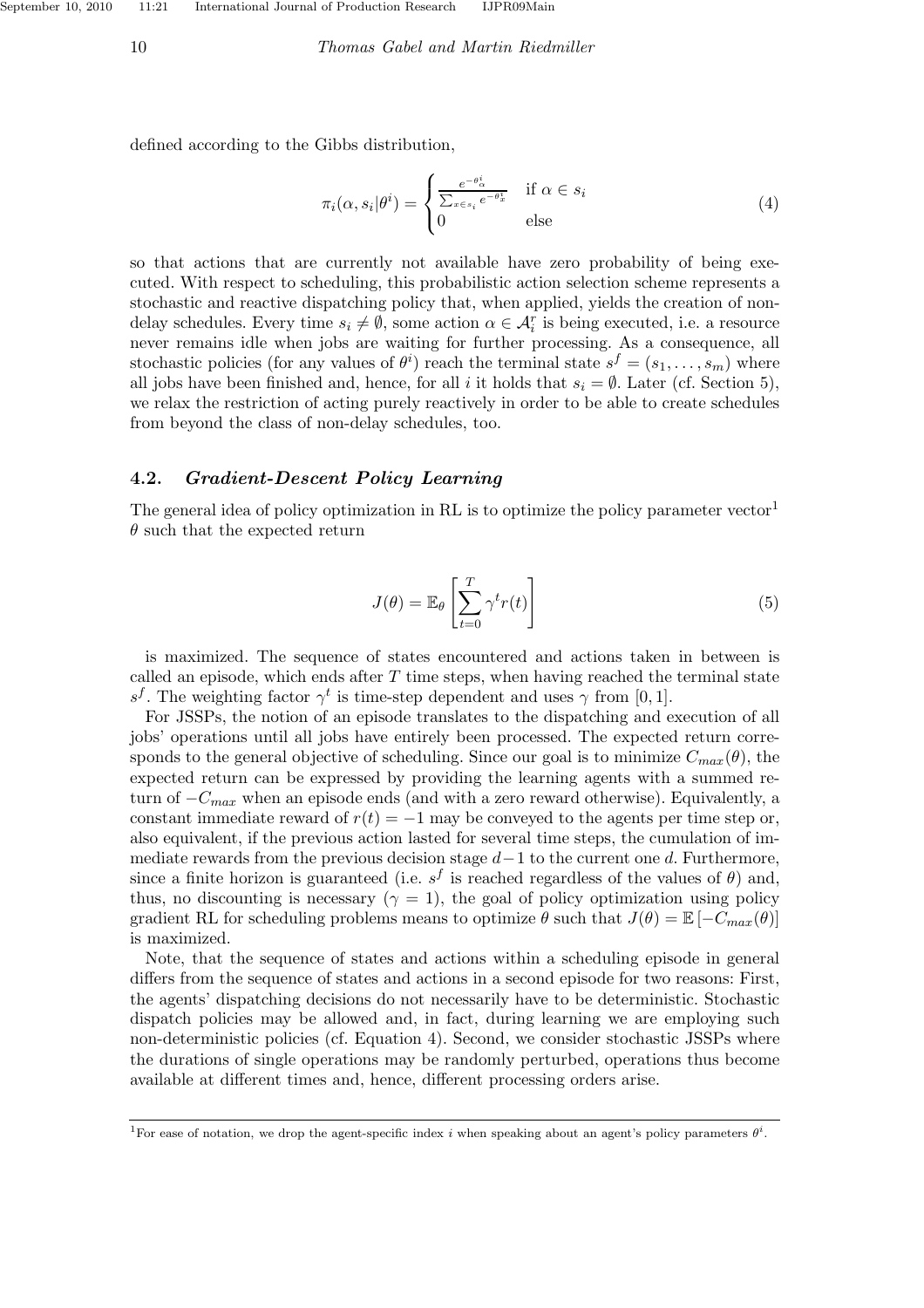defined according to the Gibbs distribution,

$$\pi_i(\alpha, s_i|\theta^i) = \begin{cases} \frac{e^{-\theta^i_\alpha}}{\sum_{x \in s_i} e^{-\theta^i_x}} & \text{if } \alpha \in s_i \\ 0 & \text{else} \end{cases} \tag{4}$$

so that actions that are currently not available have zero probability of being executed. With respect to scheduling, this probabilistic action selection scheme represents a stochastic and reactive dispatching policy that, when applied, yields the creation of non-delay schedules. Every time $s_i \neq \emptyset$, some action $\alpha \in \mathcal{A}_i^r$ is being executed, i.e. a resource never remains idle when jobs are waiting for further processing. As a consequence, all stochastic policies (for any values of $\theta^i$) reach the terminal state $s^f = (s_1, \ldots, s_m)$ where all jobs have been finished and, hence, for all $i$ it holds that $s_i = \emptyset$. Later (cf. Section 5), we relax the restriction of acting purely reactively in order to be able to create schedules from beyond the class of non-delay schedules, too.

## 4.2. *Gradient-Descent Policy Learning*

The general idea of policy optimization in RL is to optimize the policy parameter vector[1] $\theta$ such that the expected return

$$J(\theta) = \mathbb{E}_\theta \left[ \sum_{t=0}^{T} \gamma^t r(t) \right] \tag{5}$$

is maximized. The sequence of states encountered and actions taken in between is called an episode, which ends after $T$ time steps, when having reached the terminal state $s^f$. The weighting factor $\gamma^t$ is time-step dependent and uses $\gamma$ from $[0, 1]$.

For JSSPs, the notion of an episode translates to the dispatching and execution of all jobs' operations until all jobs have entirely been processed. The expected return corresponds to the general objective of scheduling. Since our goal is to minimize $C_{max}(\theta)$, the expected return can be expressed by providing the learning agents with a summed return of $-C_{max}$ when an episode ends (and with a zero reward otherwise). Equivalently, a constant immediate reward of $r(t) = -1$ may be conveyed to the agents per time step or, also equivalent, if the previous action lasted for several time steps, the cumulation of immediate rewards from the previous decision stage $d-1$ to the current one $d$. Furthermore, since a finite horizon is guaranteed (i.e. $s^f$ is reached regardless of the values of $\theta$) and, thus, no discounting is necessary ($\gamma = 1$), the goal of policy optimization using policy gradient RL for scheduling problems means to optimize $\theta$ such that $J(\theta) = \mathbb{E}\left[-C_{max}(\theta)\right]$ is maximized.

Note, that the sequence of states and actions within a scheduling episode in general differs from the sequence of states and actions in a second episode for two reasons: First, the agents' dispatching decisions do not necessarily have to be deterministic. Stochastic dispatch policies may be allowed and, in fact, during learning we are employing such non-deterministic policies (cf. Equation 4). Second, we consider stochastic JSSPs where the durations of single operations may be randomly perturbed, operations thus become available at different times and, hence, different processing orders arise.

---

[1] For ease of notation, we drop the agent-specific index $i$ when speaking about an agent's policy parameters $\theta^i$.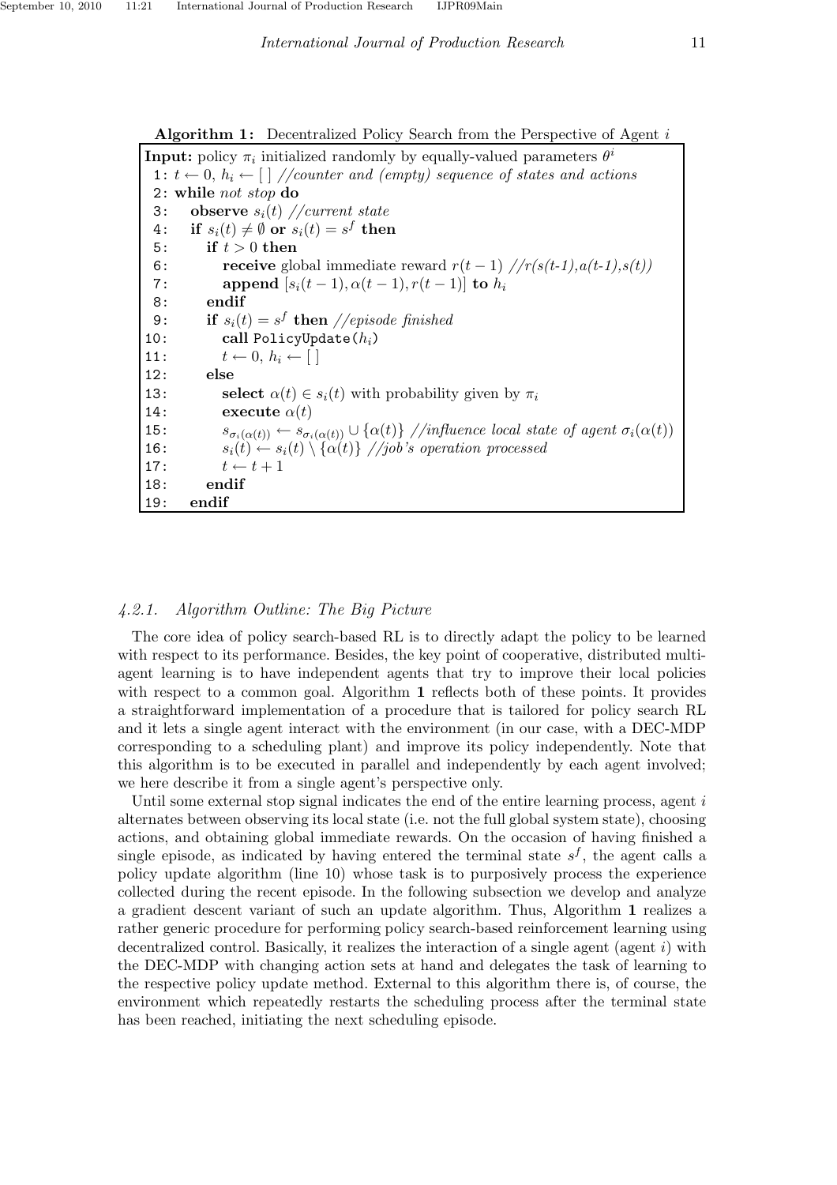**Algorithm 1:** Decentralized Policy Search from the Perspective of Agent $i$

```
Input: policy π_i initialized randomly by equally-valued parameters θ^i
 1: t ← 0, h_i ← [ ] //counter and (empty) sequence of states and actions
 2: while not stop do
 3:    observe s_i(t) //current state
 4:    if s_i(t) ≠ ∅ or s_i(t) = s^f then
 5:       if t > 0 then
 6:          receive global immediate reward r(t − 1) //r(s(t-1),a(t-1),s(t))
 7:          append [s_i(t − 1), α(t − 1), r(t − 1)] to h_i
 8:       endif
 9:       if s_i(t) = s^f then //episode finished
10:          call PolicyUpdate(h_i)
11:          t ← 0, h_i ← [ ]
12:       else
13:          select α(t) ∈ s_i(t) with probability given by π_i
14:          execute α(t)
15:          s_{σ_i(α(t))} ← s_{σ_i(α(t))} ∪ {α(t)} //influence local state of agent σ_i(α(t))
16:          s_i(t) ← s_i(t) \ {α(t)} //job's operation processed
17:          t ← t + 1
18:       endif
19:    endif
```

#### 4.2.1. Algorithm Outline: The Big Picture

The core idea of policy search-based RL is to directly adapt the policy to be learned with respect to its performance. Besides, the key point of cooperative, distributed multi-agent learning is to have independent agents that try to improve their local policies with respect to a common goal. Algorithm **1** reflects both of these points. It provides a straightforward implementation of a procedure that is tailored for policy search RL and it lets a single agent interact with the environment (in our case, with a DEC-MDP corresponding to a scheduling plant) and improve its policy independently. Note that this algorithm is to be executed in parallel and independently by each agent involved; we here describe it from a single agent's perspective only.

Until some external stop signal indicates the end of the entire learning process, agent $i$ alternates between observing its local state (i.e. not the full global system state), choosing actions, and obtaining global immediate rewards. On the occasion of having finished a single episode, as indicated by having entered the terminal state $s^f$, the agent calls a policy update algorithm (line 10) whose task is to purposively process the experience collected during the recent episode. In the following subsection we develop and analyze a gradient descent variant of such an update algorithm. Thus, Algorithm **1** realizes a rather generic procedure for performing policy search-based reinforcement learning using decentralized control. Basically, it realizes the interaction of a single agent (agent $i$) with the DEC-MDP with changing action sets at hand and delegates the task of learning to the respective policy update method. External to this algorithm there is, of course, the environment which repeatedly restarts the scheduling process after the terminal state has been reached, initiating the next scheduling episode.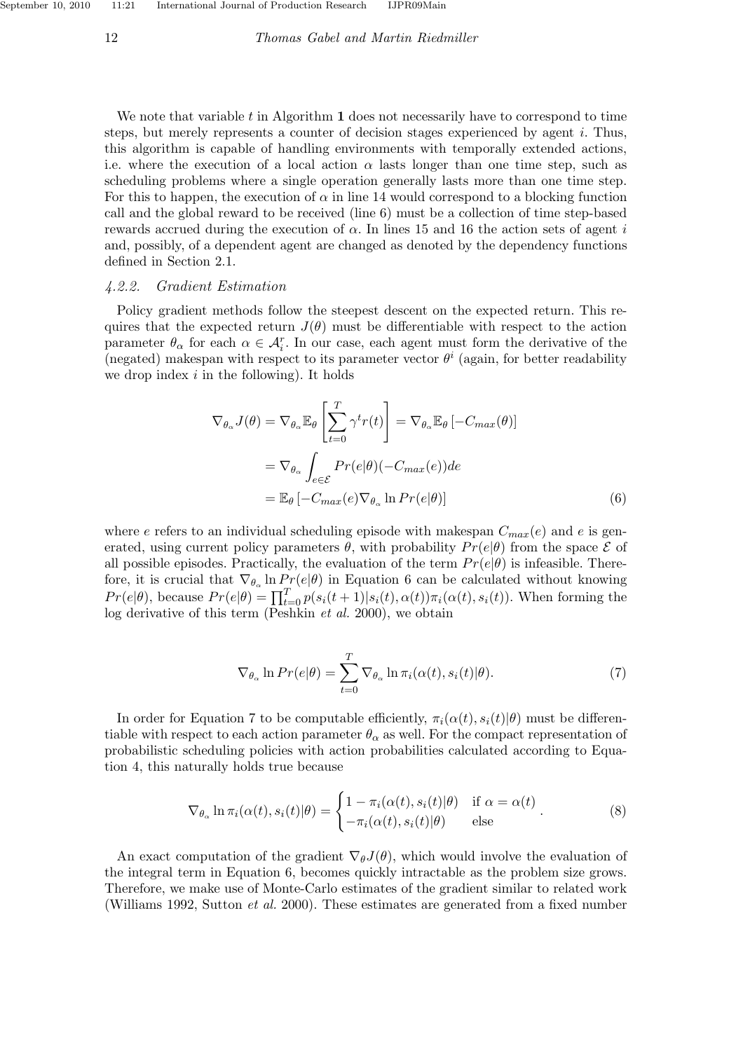We note that variable $t$ in Algorithm **1** does not necessarily have to correspond to time steps, but merely represents a counter of decision stages experienced by agent $i$. Thus, this algorithm is capable of handling environments with temporally extended actions, i.e. where the execution of a local action $\alpha$ lasts longer than one time step, such as scheduling problems where a single operation generally lasts more than one time step. For this to happen, the execution of $\alpha$ in line 14 would correspond to a blocking function call and the global reward to be received (line 6) must be a collection of time step-based rewards accrued during the execution of $\alpha$. In lines 15 and 16 the action sets of agent $i$ and, possibly, of a dependent agent are changed as denoted by the dependency functions defined in Section 2.1.

### *4.2.2. Gradient Estimation*

Policy gradient methods follow the steepest descent on the expected return. This requires that the expected return $J(\theta)$ must be differentiable with respect to the action parameter $\theta_\alpha$ for each $\alpha \in \mathcal{A}_i^r$. In our case, each agent must form the derivative of the (negated) makespan with respect to its parameter vector $\theta^i$ (again, for better readability we drop index $i$ in the following). It holds

$$
\begin{aligned}
\nabla_{\theta_\alpha} J(\theta) &= \nabla_{\theta_\alpha} \mathbb{E}_\theta \left[ \sum_{t=0}^{T} \gamma^t r(t) \right] = \nabla_{\theta_\alpha} \mathbb{E}_\theta \left[ -C_{max}(\theta) \right] \\
&= \nabla_{\theta_\alpha} \int_{e \in \mathcal{E}} Pr(e|\theta)(-C_{max}(e)) de \\
&= \mathbb{E}_\theta \left[ -C_{max}(e) \nabla_{\theta_\alpha} \ln Pr(e|\theta) \right] \qquad (6)
\end{aligned}
$$

where $e$ refers to an individual scheduling episode with makespan $C_{max}(e)$ and $e$ is generated, using current policy parameters $\theta$, with probability $Pr(e|\theta)$ from the space $\mathcal{E}$ of all possible episodes. Practically, the evaluation of the term $Pr(e|\theta)$ is infeasible. Therefore, it is crucial that $\nabla_{\theta_\alpha} \ln Pr(e|\theta)$ in Equation 6 can be calculated without knowing $Pr(e|\theta)$, because $Pr(e|\theta) = \prod_{t=0}^{T} p(s_i(t+1)|s_i(t), \alpha(t))\pi_i(\alpha(t), s_i(t))$. When forming the log derivative of this term (Peshkin *et al.* 2000), we obtain

$$
\nabla_{\theta_\alpha} \ln Pr(e|\theta) = \sum_{t=0}^{T} \nabla_{\theta_\alpha} \ln \pi_i(\alpha(t), s_i(t)|\theta). \qquad (7)
$$

In order for Equation 7 to be computable efficiently, $\pi_i(\alpha(t), s_i(t)|\theta)$ must be differentiable with respect to each action parameter $\theta_\alpha$ as well. For the compact representation of probabilistic scheduling policies with action probabilities calculated according to Equation 4, this naturally holds true because

$$
\nabla_{\theta_\alpha} \ln \pi_i(\alpha(t), s_i(t)|\theta) = \begin{cases} 1 - \pi_i(\alpha(t), s_i(t)|\theta) & \text{if } \alpha = \alpha(t) \\ -\pi_i(\alpha(t), s_i(t)|\theta) & \text{else} \end{cases}. \qquad (8)
$$

An exact computation of the gradient $\nabla_\theta J(\theta)$, which would involve the evaluation of the integral term in Equation 6, becomes quickly intractable as the problem size grows. Therefore, we make use of Monte-Carlo estimates of the gradient similar to related work (Williams 1992, Sutton *et al.* 2000). These estimates are generated from a fixed number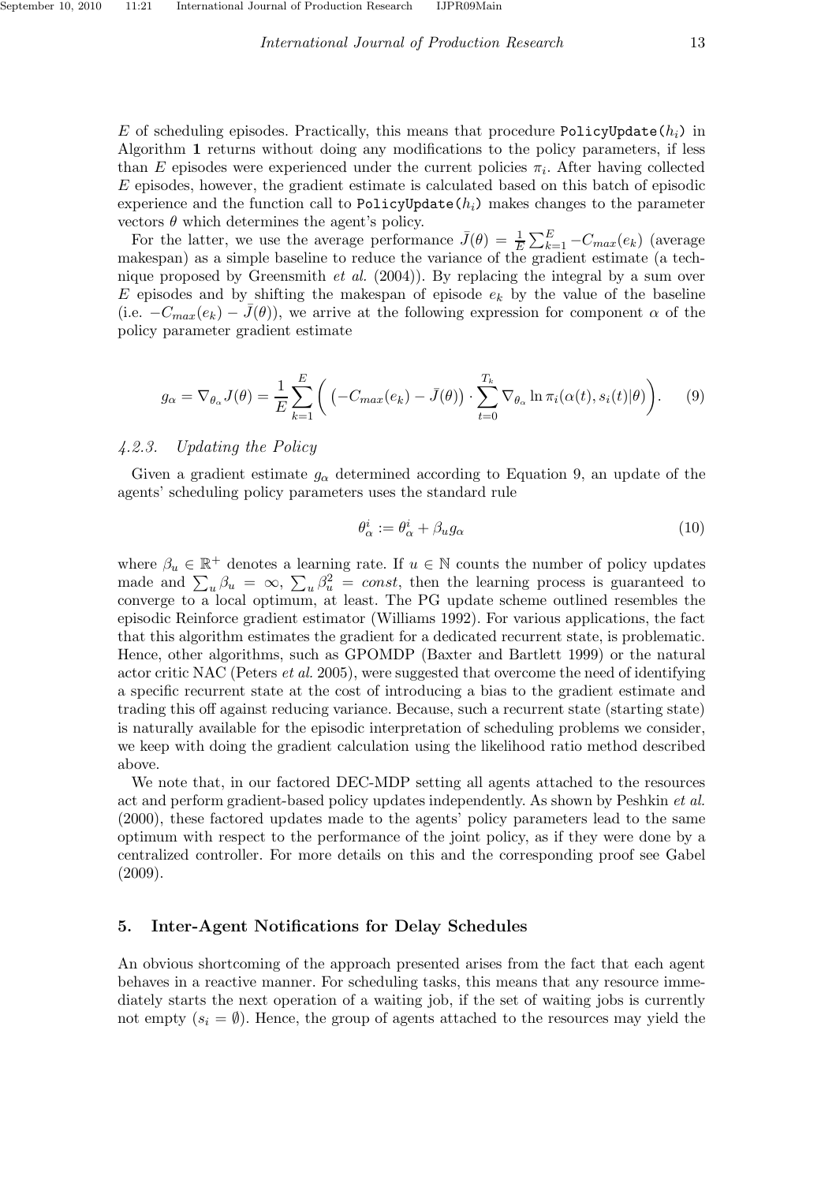$E$ of scheduling episodes. Practically, this means that procedure `PolicyUpdate(`$h_i$`)` in Algorithm **1** returns without doing any modifications to the policy parameters, if less than $E$ episodes were experienced under the current policies $\pi_i$. After having collected $E$ episodes, however, the gradient estimate is calculated based on this batch of episodic experience and the function call to `PolicyUpdate(`$h_i$`)` makes changes to the parameter vectors $\theta$ which determines the agent's policy.

For the latter, we use the average performance $\bar{J}(\theta) = \frac{1}{E}\sum_{k=1}^{E} -C_{max}(e_k)$ (average makespan) as a simple baseline to reduce the variance of the gradient estimate (a technique proposed by Greensmith *et al.* (2004)). By replacing the integral by a sum over $E$ episodes and by shifting the makespan of episode $e_k$ by the value of the baseline (i.e. $-C_{max}(e_k) - \bar{J}(\theta)$), we arrive at the following expression for component $\alpha$ of the policy parameter gradient estimate

$$g_\alpha = \nabla_{\theta_\alpha} J(\theta) = \frac{1}{E}\sum_{k=1}^{E}\Bigg(\big(-C_{max}(e_k) - \bar{J}(\theta)\big)\cdot \sum_{t=0}^{T_k} \nabla_{\theta_\alpha} \ln \pi_i(\alpha(t), s_i(t)|\theta)\Bigg). \tag{9}$$

### 4.2.3. Updating the Policy

Given a gradient estimate $g_\alpha$ determined according to Equation 9, an update of the agents' scheduling policy parameters uses the standard rule

$$\theta_\alpha^i := \theta_\alpha^i + \beta_u g_\alpha \tag{10}$$

where $\beta_u \in \mathbb{R}^+$ denotes a learning rate. If $u \in \mathbb{N}$ counts the number of policy updates made and $\sum_u \beta_u = \infty$, $\sum_u \beta_u^2 = const$, then the learning process is guaranteed to converge to a local optimum, at least. The PG update scheme outlined resembles the episodic Reinforce gradient estimator (Williams 1992). For various applications, the fact that this algorithm estimates the gradient for a dedicated recurrent state, is problematic. Hence, other algorithms, such as GPOMDP (Baxter and Bartlett 1999) or the natural actor critic NAC (Peters *et al.* 2005), were suggested that overcome the need of identifying a specific recurrent state at the cost of introducing a bias to the gradient estimate and trading this off against reducing variance. Because, such a recurrent state (starting state) is naturally available for the episodic interpretation of scheduling problems we consider, we keep with doing the gradient calculation using the likelihood ratio method described above.

We note that, in our factored DEC-MDP setting all agents attached to the resources act and perform gradient-based policy updates independently. As shown by Peshkin *et al.* (2000), these factored updates made to the agents' policy parameters lead to the same optimum with respect to the performance of the joint policy, as if they were done by a centralized controller. For more details on this and the corresponding proof see Gabel (2009).

## 5. Inter-Agent Notifications for Delay Schedules

An obvious shortcoming of the approach presented arises from the fact that each agent behaves in a reactive manner. For scheduling tasks, this means that any resource immediately starts the next operation of a waiting job, if the set of waiting jobs is currently not empty ($s_i = \emptyset$). Hence, the group of agents attached to the resources may yield the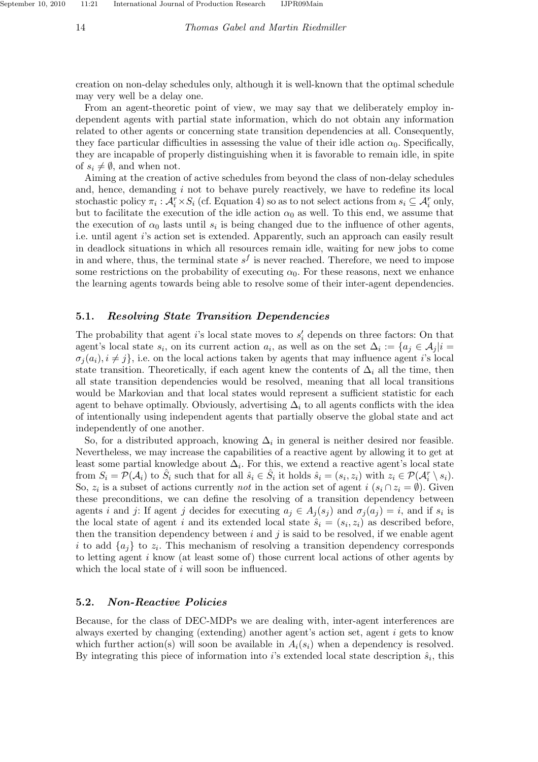creation on non-delay schedules only, although it is well-known that the optimal schedule may very well be a delay one.

From an agent-theoretic point of view, we may say that we deliberately employ independent agents with partial state information, which do not obtain any information related to other agents or concerning state transition dependencies at all. Consequently, they face particular difficulties in assessing the value of their idle action $\alpha_0$. Specifically, they are incapable of properly distinguishing when it is favorable to remain idle, in spite of $s_i \neq \emptyset$, and when not.

Aiming at the creation of active schedules from beyond the class of non-delay schedules and, hence, demanding $i$ not to behave purely reactively, we have to redefine its local stochastic policy $\pi_i : \mathcal{A}_i^r \times S_i$ (cf. Equation 4) so as to not select actions from $s_i \subseteq \mathcal{A}_i^r$ only, but to facilitate the execution of the idle action $\alpha_0$ as well. To this end, we assume that the execution of $\alpha_0$ lasts until $s_i$ is being changed due to the influence of other agents, i.e. until agent $i$'s action set is extended. Apparently, such an approach can easily result in deadlock situations in which all resources remain idle, waiting for new jobs to come in and where, thus, the terminal state $s^f$ is never reached. Therefore, we need to impose some restrictions on the probability of executing $\alpha_0$. For these reasons, next we enhance the learning agents towards being able to resolve some of their inter-agent dependencies.

## 5.1. *Resolving State Transition Dependencies*

The probability that agent $i$'s local state moves to $s_i'$ depends on three factors: On that agent's local state $s_i$, on its current action $a_i$, as well as on the set $\Delta_i := \{a_j \in \mathcal{A}_j | i = \sigma_j(a_i), i \neq j\}$, i.e. on the local actions taken by agents that may influence agent $i$'s local state transition. Theoretically, if each agent knew the contents of $\Delta_i$ all the time, then all state transition dependencies would be resolved, meaning that all local transitions would be Markovian and that local states would represent a sufficient statistic for each agent to behave optimally. Obviously, advertising $\Delta_i$ to all agents conflicts with the idea of intentionally using independent agents that partially observe the global state and act independently of one another.

So, for a distributed approach, knowing $\Delta_i$ in general is neither desired nor feasible. Nevertheless, we may increase the capabilities of a reactive agent by allowing it to get at least some partial knowledge about $\Delta_i$. For this, we extend a reactive agent's local state from $S_i = \mathcal{P}(\mathcal{A}_i)$ to $\hat{S}_i$ such that for all $\hat{s}_i \in \hat{S}_i$ it holds $\hat{s}_i = (s_i, z_i)$ with $z_i \in \mathcal{P}(\mathcal{A}_i^r \setminus s_i)$. So, $z_i$ is a subset of actions currently *not* in the action set of agent $i$ ($s_i \cap z_i = \emptyset$). Given these preconditions, we can define the resolving of a transition dependency between agents $i$ and $j$: If agent $j$ decides for executing $a_j \in A_j(s_j)$ and $\sigma_j(a_j) = i$, and if $s_i$ is the local state of agent $i$ and its extended local state $\hat{s}_i = (s_i, z_i)$ as described before, then the transition dependency between $i$ and $j$ is said to be resolved, if we enable agent $i$ to add $\{a_j\}$ to $z_i$. This mechanism of resolving a transition dependency corresponds to letting agent $i$ know (at least some of) those current local actions of other agents by which the local state of $i$ will soon be influenced.

## 5.2. *Non-Reactive Policies*

Because, for the class of DEC-MDPs we are dealing with, inter-agent interferences are always exerted by changing (extending) another agent's action set, agent $i$ gets to know which further action(s) will soon be available in $A_i(s_i)$ when a dependency is resolved. By integrating this piece of information into $i$'s extended local state description $\hat{s}_i$, this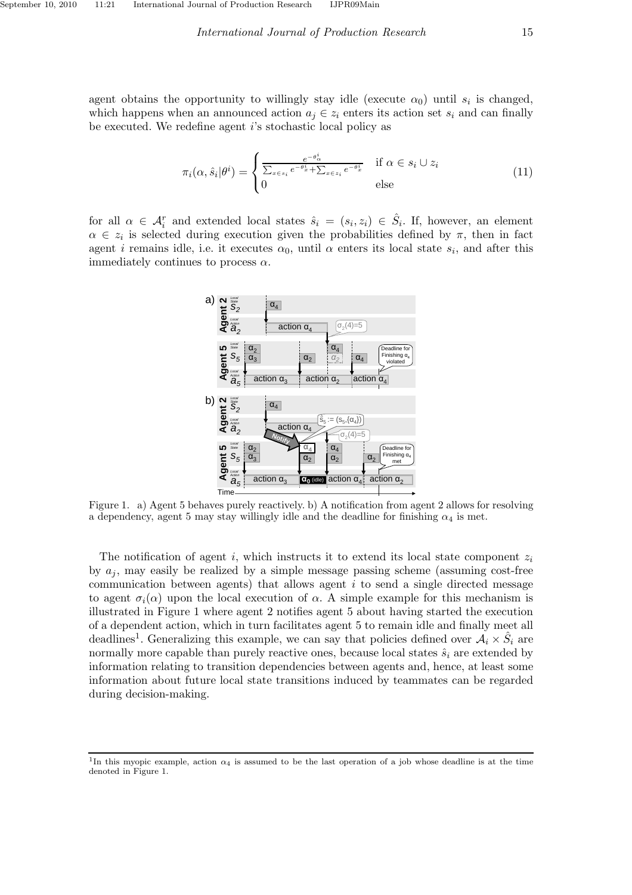agent obtains the opportunity to willingly stay idle (execute $\alpha_0$) until $s_i$ is changed, which happens when an announced action $a_j \in z_i$ enters its action set $s_i$ and can finally be executed. We redefine agent $i$'s stochastic local policy as

$$\pi_i(\alpha, \hat{s}_i|\theta^i) = \begin{cases} \frac{e^{-\theta^i_\alpha}}{\sum_{x \in s_i} e^{-\theta^i_x} + \sum_{x \in z_i} e^{-\theta^i_x}} & \text{if } \alpha \in s_i \cup z_i \\ 0 & \text{else} \end{cases} \tag{11}$$

for all $\alpha \in \mathcal{A}_i^r$ and extended local states $\hat{s}_i = (s_i, z_i) \in \hat{S}_i$. If, however, an element $\alpha \in z_i$ is selected during execution given the probabilities defined by $\pi$, then in fact agent $i$ remains idle, i.e. it executes $\alpha_0$, until $\alpha$ enters its local state $s_i$, and after this immediately continues to process $\alpha$.

Figure 1. a) Agent 5 behaves purely reactively. b) A notification from agent 2 allows for resolving a dependency, agent 5 may stay willingly idle and the deadline for finishing $\alpha_4$ is met.

The notification of agent $i$, which instructs it to extend its local state component $z_i$ by $a_j$, may easily be realized by a simple message passing scheme (assuming cost-free communication between agents) that allows agent $i$ to send a single directed message to agent $\sigma_i(\alpha)$ upon the local execution of $\alpha$. A simple example for this mechanism is illustrated in Figure 1 where agent 2 notifies agent 5 about having started the execution of a dependent action, which in turn facilitates agent 5 to remain idle and finally meet all deadlines[1]. Generalizing this example, we can say that policies defined over $\mathcal{A}_i \times \hat{S}_i$ are normally more capable than purely reactive ones, because local states $\hat{s}_i$ are extended by information relating to transition dependencies between agents and, hence, at least some information about future local state transitions induced by teammates can be regarded during decision-making.

[1] In this myopic example, action $\alpha_4$ is assumed to be the last operation of a job whose deadline is at the time denoted in Figure 1.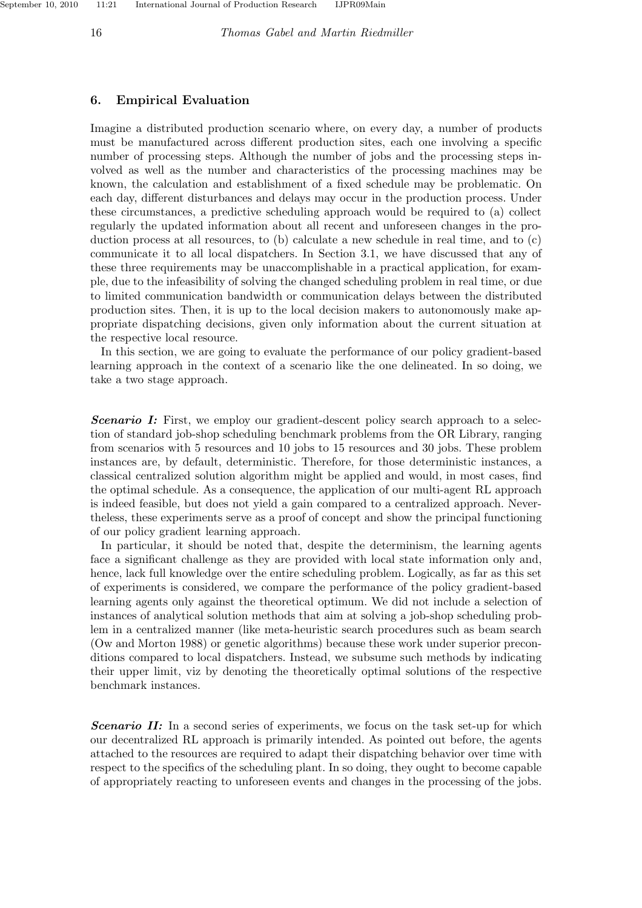## 6. Empirical Evaluation

Imagine a distributed production scenario where, on every day, a number of products must be manufactured across different production sites, each one involving a specific number of processing steps. Although the number of jobs and the processing steps involved as well as the number and characteristics of the processing machines may be known, the calculation and establishment of a fixed schedule may be problematic. On each day, different disturbances and delays may occur in the production process. Under these circumstances, a predictive scheduling approach would be required to (a) collect regularly the updated information about all recent and unforeseen changes in the production process at all resources, to (b) calculate a new schedule in real time, and to (c) communicate it to all local dispatchers. In Section 3.1, we have discussed that any of these three requirements may be unaccomplishable in a practical application, for example, due to the infeasibility of solving the changed scheduling problem in real time, or due to limited communication bandwidth or communication delays between the distributed production sites. Then, it is up to the local decision makers to autonomously make appropriate dispatching decisions, given only information about the current situation at the respective local resource.

In this section, we are going to evaluate the performance of our policy gradient-based learning approach in the context of a scenario like the one delineated. In so doing, we take a two stage approach.

***Scenario I:*** First, we employ our gradient-descent policy search approach to a selection of standard job-shop scheduling benchmark problems from the OR Library, ranging from scenarios with 5 resources and 10 jobs to 15 resources and 30 jobs. These problem instances are, by default, deterministic. Therefore, for those deterministic instances, a classical centralized solution algorithm might be applied and would, in most cases, find the optimal schedule. As a consequence, the application of our multi-agent RL approach is indeed feasible, but does not yield a gain compared to a centralized approach. Nevertheless, these experiments serve as a proof of concept and show the principal functioning of our policy gradient learning approach.

In particular, it should be noted that, despite the determinism, the learning agents face a significant challenge as they are provided with local state information only and, hence, lack full knowledge over the entire scheduling problem. Logically, as far as this set of experiments is considered, we compare the performance of the policy gradient-based learning agents only against the theoretical optimum. We did not include a selection of instances of analytical solution methods that aim at solving a job-shop scheduling problem in a centralized manner (like meta-heuristic search procedures such as beam search (Ow and Morton 1988) or genetic algorithms) because these work under superior preconditions compared to local dispatchers. Instead, we subsume such methods by indicating their upper limit, viz by denoting the theoretically optimal solutions of the respective benchmark instances.

***Scenario II:*** In a second series of experiments, we focus on the task set-up for which our decentralized RL approach is primarily intended. As pointed out before, the agents attached to the resources are required to adapt their dispatching behavior over time with respect to the specifics of the scheduling plant. In so doing, they ought to become capable of appropriately reacting to unforeseen events and changes in the processing of the jobs.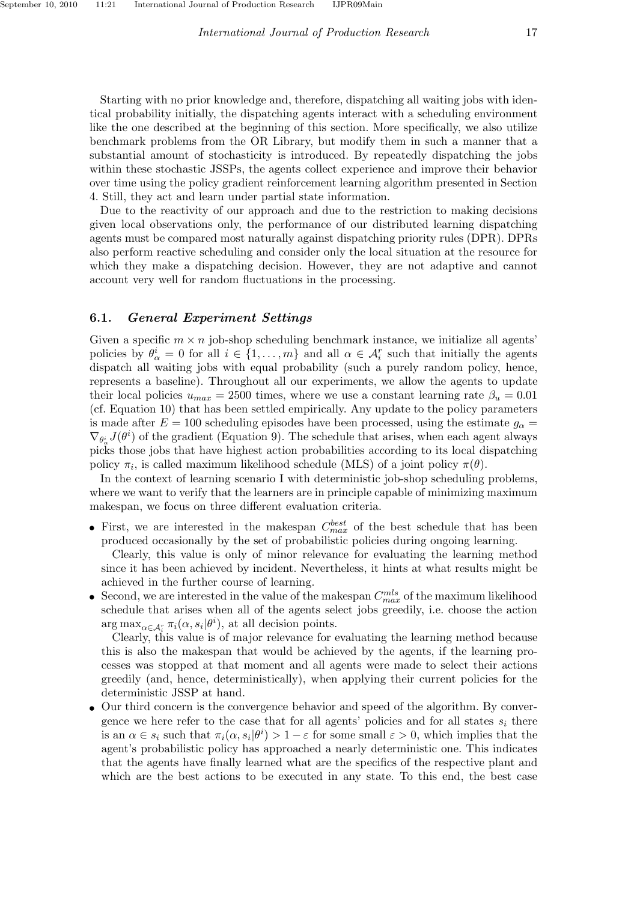Starting with no prior knowledge and, therefore, dispatching all waiting jobs with identical probability initially, the dispatching agents interact with a scheduling environment like the one described at the beginning of this section. More specifically, we also utilize benchmark problems from the OR Library, but modify them in such a manner that a substantial amount of stochasticity is introduced. By repeatedly dispatching the jobs within these stochastic JSSPs, the agents collect experience and improve their behavior over time using the policy gradient reinforcement learning algorithm presented in Section 4. Still, they act and learn under partial state information.

Due to the reactivity of our approach and due to the restriction to making decisions given local observations only, the performance of our distributed learning dispatching agents must be compared most naturally against dispatching priority rules (DPR). DPRs also perform reactive scheduling and consider only the local situation at the resource for which they make a dispatching decision. However, they are not adaptive and cannot account very well for random fluctuations in the processing.

### 6.1. *General Experiment Settings*

Given a specific $m \times n$ job-shop scheduling benchmark instance, we initialize all agents' policies by $\theta^i_\alpha = 0$ for all $i \in \{1, \ldots, m\}$ and all $\alpha \in \mathcal{A}^r_i$ such that initially the agents dispatch all waiting jobs with equal probability (such a purely random policy, hence, represents a baseline). Throughout all our experiments, we allow the agents to update their local policies $u_{max} = 2500$ times, where we use a constant learning rate $\beta_u = 0.01$ (cf. Equation 10) that has been settled empirically. Any update to the policy parameters is made after $E = 100$ scheduling episodes have been processed, using the estimate $g_\alpha = \nabla_{\theta^i_\alpha} J(\theta^i)$ of the gradient (Equation 9). The schedule that arises, when each agent always picks those jobs that have highest action probabilities according to its local dispatching policy $\pi_i$, is called maximum likelihood schedule (MLS) of a joint policy $\pi(\theta)$.

In the context of learning scenario I with deterministic job-shop scheduling problems, where we want to verify that the learners are in principle capable of minimizing maximum makespan, we focus on three different evaluation criteria.

- First, we are interested in the makespan $C^{best}_{max}$ of the best schedule that has been produced occasionally by the set of probabilistic policies during ongoing learning.

  Clearly, this value is only of minor relevance for evaluating the learning method since it has been achieved by incident. Nevertheless, it hints at what results might be achieved in the further course of learning.
- Second, we are interested in the value of the makespan $C^{mls}_{max}$ of the maximum likelihood schedule that arises when all of the agents select jobs greedily, i.e. choose the action $\arg\max_{\alpha \in \mathcal{A}^r_i} \pi_i(\alpha, s_i|\theta^i)$, at all decision points.

  Clearly, this value is of major relevance for evaluating the learning method because this is also the makespan that would be achieved by the agents, if the learning processes was stopped at that moment and all agents were made to select their actions greedily (and, hence, deterministically), when applying their current policies for the deterministic JSSP at hand.
- Our third concern is the convergence behavior and speed of the algorithm. By convergence we here refer to the case that for all agents' policies and for all states $s_i$ there is an $\alpha \in s_i$ such that $\pi_i(\alpha, s_i|\theta^i) > 1 - \varepsilon$ for some small $\varepsilon > 0$, which implies that the agent's probabilistic policy has approached a nearly deterministic one. This indicates that the agents have finally learned what are the specifics of the respective plant and which are the best actions to be executed in any state. To this end, the best case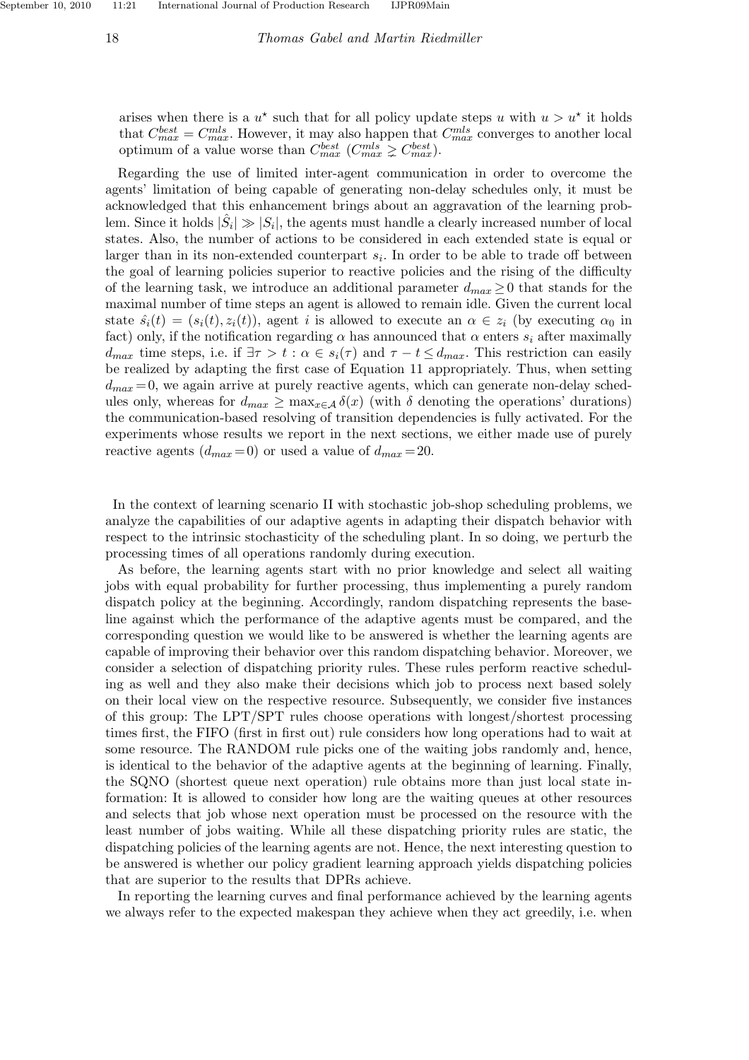arises when there is a $u^\star$ such that for all policy update steps $u$ with $u > u^\star$ it holds that $C_{max}^{best} = C_{max}^{mls}$. However, it may also happen that $C_{max}^{mls}$ converges to another local optimum of a value worse than $C_{max}^{best}$ ($C_{max}^{mls} \gneq C_{max}^{best}$).

Regarding the use of limited inter-agent communication in order to overcome the agents' limitation of being capable of generating non-delay schedules only, it must be acknowledged that this enhancement brings about an aggravation of the learning problem. Since it holds $|\hat{S}_i| \gg |S_i|$, the agents must handle a clearly increased number of local states. Also, the number of actions to be considered in each extended state is equal or larger than in its non-extended counterpart $s_i$. In order to be able to trade off between the goal of learning policies superior to reactive policies and the rising of the difficulty of the learning task, we introduce an additional parameter $d_{max} \geq 0$ that stands for the maximal number of time steps an agent is allowed to remain idle. Given the current local state $\hat{s}_i(t) = (s_i(t), z_i(t))$, agent $i$ is allowed to execute an $\alpha \in z_i$ (by executing $\alpha_0$ in fact) only, if the notification regarding $\alpha$ has announced that $\alpha$ enters $s_i$ after maximally $d_{max}$ time steps, i.e. if $\exists \tau > t : \alpha \in s_i(\tau)$ and $\tau - t \leq d_{max}$. This restriction can easily be realized by adapting the first case of Equation 11 appropriately. Thus, when setting $d_{max} = 0$, we again arrive at purely reactive agents, which can generate non-delay schedules only, whereas for $d_{max} \geq \max_{x \in \mathcal{A}} \delta(x)$ (with $\delta$ denoting the operations' durations) the communication-based resolving of transition dependencies is fully activated. For the experiments whose results we report in the next sections, we either made use of purely reactive agents ($d_{max} = 0$) or used a value of $d_{max} = 20$.

In the context of learning scenario II with stochastic job-shop scheduling problems, we analyze the capabilities of our adaptive agents in adapting their dispatch behavior with respect to the intrinsic stochasticity of the scheduling plant. In so doing, we perturb the processing times of all operations randomly during execution.

As before, the learning agents start with no prior knowledge and select all waiting jobs with equal probability for further processing, thus implementing a purely random dispatch policy at the beginning. Accordingly, random dispatching represents the baseline against which the performance of the adaptive agents must be compared, and the corresponding question we would like to be answered is whether the learning agents are capable of improving their behavior over this random dispatching behavior. Moreover, we consider a selection of dispatching priority rules. These rules perform reactive scheduling as well and they also make their decisions which job to process next based solely on their local view on the respective resource. Subsequently, we consider five instances of this group: The LPT/SPT rules choose operations with longest/shortest processing times first, the FIFO (first in first out) rule considers how long operations had to wait at some resource. The RANDOM rule picks one of the waiting jobs randomly and, hence, is identical to the behavior of the adaptive agents at the beginning of learning. Finally, the SQNO (shortest queue next operation) rule obtains more than just local state information: It is allowed to consider how long are the waiting queues at other resources and selects that job whose next operation must be processed on the resource with the least number of jobs waiting. While all these dispatching priority rules are static, the dispatching policies of the learning agents are not. Hence, the next interesting question to be answered is whether our policy gradient learning approach yields dispatching policies that are superior to the results that DPRs achieve.

In reporting the learning curves and final performance achieved by the learning agents we always refer to the expected makespan they achieve when they act greedily, i.e. when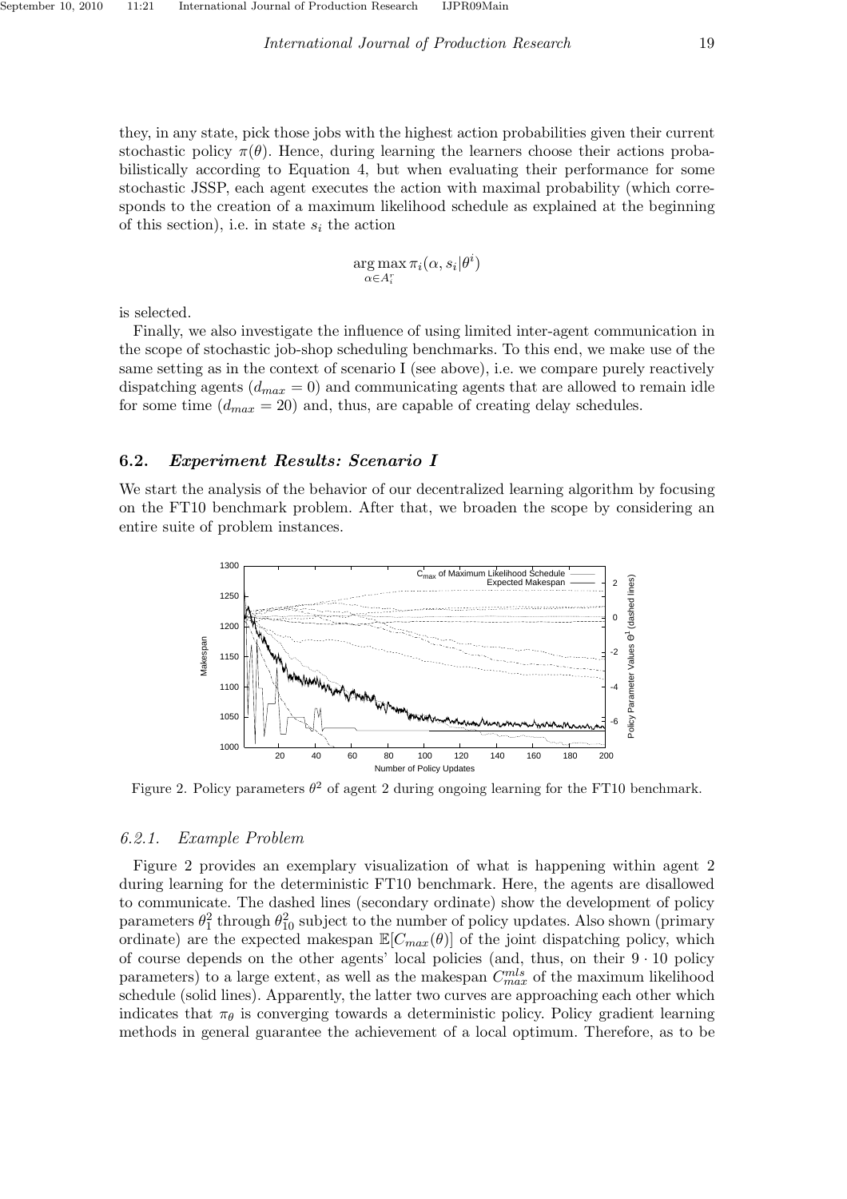they, in any state, pick those jobs with the highest action probabilities given their current stochastic policy $\pi(\theta)$. Hence, during learning the learners choose their actions probabilistically according to Equation 4, but when evaluating their performance for some stochastic JSSP, each agent executes the action with maximal probability (which corresponds to the creation of a maximum likelihood schedule as explained at the beginning of this section), i.e. in state $s_i$ the action

$$\arg\max_{\alpha \in A_i^r} \pi_i(\alpha, s_i | \theta^i)$$

is selected.

Finally, we also investigate the influence of using limited inter-agent communication in the scope of stochastic job-shop scheduling benchmarks. To this end, we make use of the same setting as in the context of scenario I (see above), i.e. we compare purely reactively dispatching agents ($d_{max} = 0$) and communicating agents that are allowed to remain idle for some time ($d_{max} = 20$) and, thus, are capable of creating delay schedules.

## 6.2. *Experiment Results: Scenario I*

We start the analysis of the behavior of our decentralized learning algorithm by focusing on the FT10 benchmark problem. After that, we broaden the scope by considering an entire suite of problem instances.

Figure 2. Policy parameters $\theta^2$ of agent 2 during ongoing learning for the FT10 benchmark.

### 6.2.1. *Example Problem*

Figure 2 provides an exemplary visualization of what is happening within agent 2 during learning for the deterministic FT10 benchmark. Here, the agents are disallowed to communicate. The dashed lines (secondary ordinate) show the development of policy parameters $\theta_1^2$ through $\theta_{10}^2$ subject to the number of policy updates. Also shown (primary ordinate) are the expected makespan $\mathbb{E}[C_{max}(\theta)]$ of the joint dispatching policy, which of course depends on the other agents' local policies (and, thus, on their $9 \cdot 10$ policy parameters) to a large extent, as well as the makespan $C_{max}^{mls}$ of the maximum likelihood schedule (solid lines). Apparently, the latter two curves are approaching each other which indicates that $\pi_\theta$ is converging towards a deterministic policy. Policy gradient learning methods in general guarantee the achievement of a local optimum. Therefore, as to be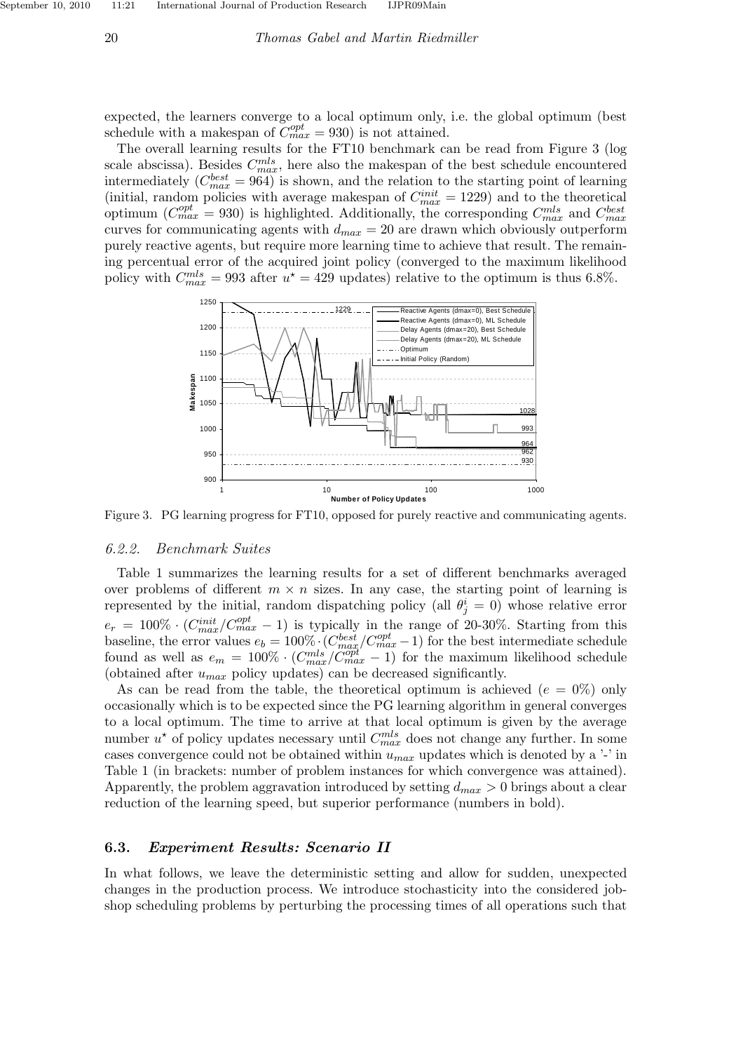expected, the learners converge to a local optimum only, i.e. the global optimum (best schedule with a makespan of $C_{max}^{opt} = 930$) is not attained.

The overall learning results for the FT10 benchmark can be read from Figure 3 (log scale abscissa). Besides $C_{max}^{mls}$, here also the makespan of the best schedule encountered intermediately ($C_{max}^{best} = 964$) is shown, and the relation to the starting point of learning (initial, random policies with average makespan of $C_{max}^{init} = 1229$) and to the theoretical optimum ($C_{max}^{opt} = 930$) is highlighted. Additionally, the corresponding $C_{max}^{mls}$ and $C_{max}^{best}$ curves for communicating agents with $d_{max} = 20$ are drawn which obviously outperform purely reactive agents, but require more learning time to achieve that result. The remaining percentual error of the acquired joint policy (converged to the maximum likelihood policy with $C_{max}^{mls} = 993$ after $u^\star = 429$ updates) relative to the optimum is thus 6.8%.

Figure 3. PG learning progress for FT10, opposed for purely reactive and communicating agents.

### 6.2.2. Benchmark Suites

Table 1 summarizes the learning results for a set of different benchmarks averaged over problems of different $m \times n$ sizes. In any case, the starting point of learning is represented by the initial, random dispatching policy (all $\theta_j^i = 0$) whose relative error $e_r = 100\% \cdot (C_{max}^{init}/C_{max}^{opt} - 1)$ is typically in the range of 20-30%. Starting from this baseline, the error values $e_b = 100\% \cdot (C_{max}^{best}/C_{max}^{opt} - 1)$ for the best intermediate schedule found as well as $e_m = 100\% \cdot (C_{max}^{mls}/C_{max}^{opt} - 1)$ for the maximum likelihood schedule (obtained after $u_{max}$ policy updates) can be decreased significantly.

As can be read from the table, the theoretical optimum is achieved ($e = 0\%$) only occasionally which is to be expected since the PG learning algorithm in general converges to a local optimum. The time to arrive at that local optimum is given by the average number $u^\star$ of policy updates necessary until $C_{max}^{mls}$ does not change any further. In some cases convergence could not be obtained within $u_{max}$ updates which is denoted by a '-' in Table 1 (in brackets: number of problem instances for which convergence was attained). Apparently, the problem aggravation introduced by setting $d_{max} > 0$ brings about a clear reduction of the learning speed, but superior performance (numbers in bold).

## 6.3. *Experiment Results: Scenario II*

In what follows, we leave the deterministic setting and allow for sudden, unexpected changes in the production process. We introduce stochasticity into the considered job-shop scheduling problems by perturbing the processing times of all operations such that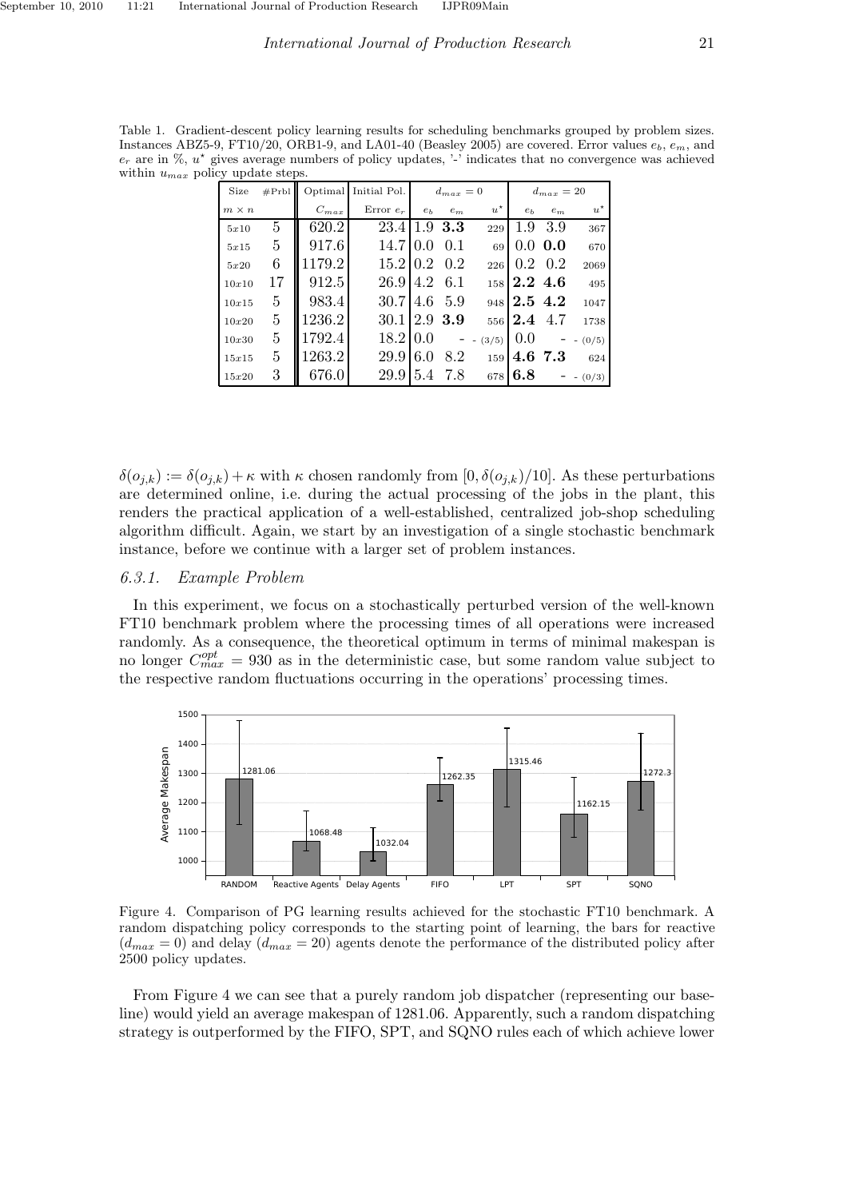Table 1. Gradient-descent policy learning results for scheduling benchmarks grouped by problem sizes. Instances ABZ5-9, FT10/20, ORB1-9, and LA01-40 (Beasley 2005) are covered. Error values $e_b$, $e_m$, and $e_r$ are in %, $u^\star$ gives average numbers of policy updates, '-' indicates that no convergence was achieved within $u_{max}$ policy update steps.

| Size | #Prbl | Optimal | Initial Pol. | $d_{max} = 0$ | | | $d_{max} = 20$ | | |
|---|---|---|---|---|---|---|---|---|---|
| $m \times n$ | | $C_{max}$ | Error $e_r$ | $e_b$ | $e_m$ | $u^\star$ | $e_b$ | $e_m$ | $u^\star$ |
| 5x10 | 5 | 620.2 | 23.4 | 1.9 | **3.3** | 229 | 1.9 | 3.9 | 367 |
| 5x15 | 5 | 917.6 | 14.7 | 0.0 | 0.1 | 69 | 0.0 | **0.0** | 670 |
| 5x20 | 6 | 1179.2 | 15.2 | 0.2 | 0.2 | 226 | 0.2 | 0.2 | 2069 |
| 10x10 | 17 | 912.5 | 26.9 | 4.2 | 6.1 | 158 | **2.2** | **4.6** | 495 |
| 10x15 | 5 | 983.4 | 30.7 | 4.6 | 5.9 | 948 | **2.5** | **4.2** | 1047 |
| 10x20 | 5 | 1236.2 | 30.1 | 2.9 | **3.9** | 556 | **2.4** | 4.7 | 1738 |
| 10x30 | 5 | 1792.4 | 18.2 | 0.0 | - | - (3/5) | 0.0 | - | - (0/5) |
| 15x15 | 5 | 1263.2 | 29.9 | 6.0 | 8.2 | 159 | **4.6** | **7.3** | 624 |
| 15x20 | 3 | 676.0 | 29.9 | 5.4 | 7.8 | 678 | **6.8** | - | - (0/3) |

$\delta(o_{j,k}) := \delta(o_{j,k}) + \kappa$ with $\kappa$ chosen randomly from $[0, \delta(o_{j,k})/10]$. As these perturbations are determined online, i.e. during the actual processing of the jobs in the plant, this renders the practical application of a well-established, centralized job-shop scheduling algorithm difficult. Again, we start by an investigation of a single stochastic benchmark instance, before we continue with a larger set of problem instances.

### 6.3.1. *Example Problem*

In this experiment, we focus on a stochastically perturbed version of the well-known FT10 benchmark problem where the processing times of all operations were increased randomly. As a consequence, the theoretical optimum in terms of minimal makespan is no longer $C_{max}^{opt} = 930$ as in the deterministic case, but some random value subject to the respective random fluctuations occurring in the operations' processing times.

Figure 4. Comparison of PG learning results achieved for the stochastic FT10 benchmark. A random dispatching policy corresponds to the starting point of learning, the bars for reactive ($d_{max} = 0$) and delay ($d_{max} = 20$) agents denote the performance of the distributed policy after 2500 policy updates.

From Figure 4 we can see that a purely random job dispatcher (representing our baseline) would yield an average makespan of 1281.06. Apparently, such a random dispatching strategy is outperformed by the FIFO, SPT, and SQNO rules each of which achieve lower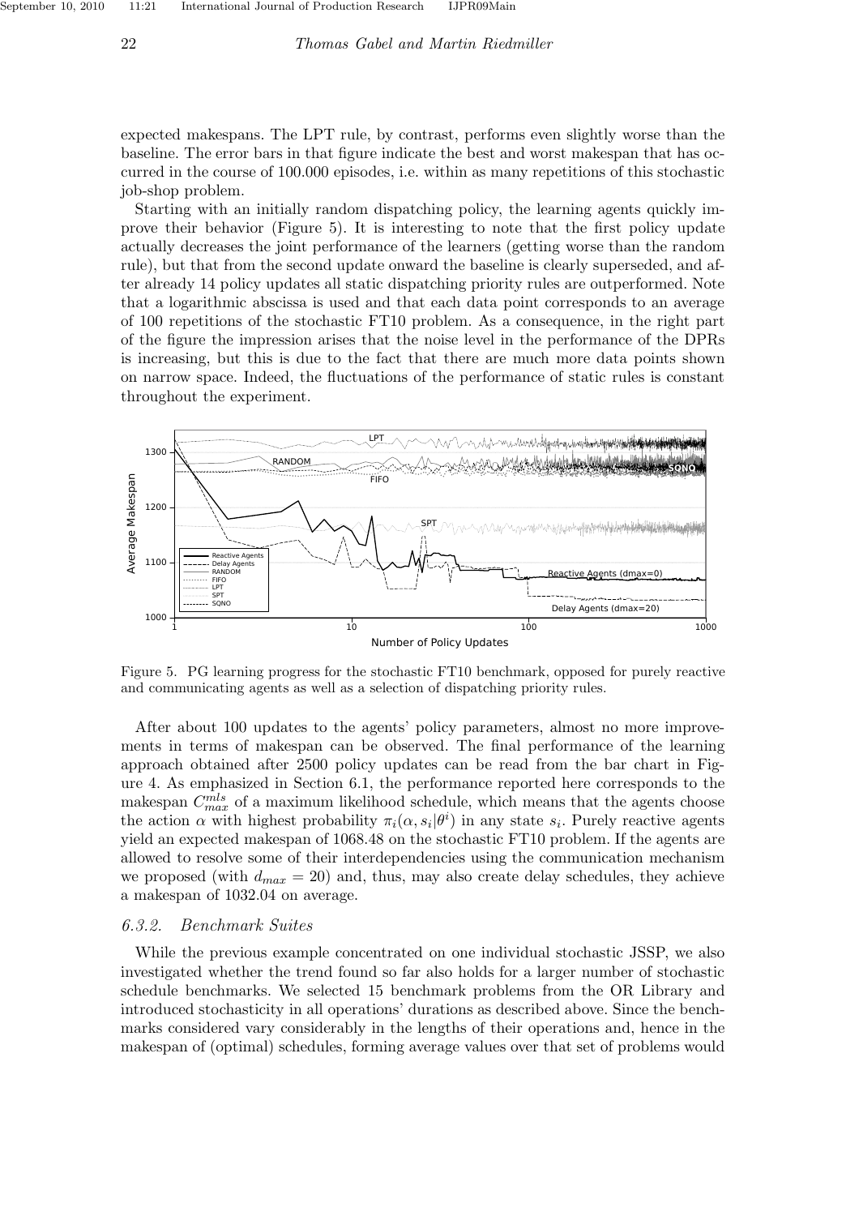expected makespans. The LPT rule, by contrast, performs even slightly worse than the baseline. The error bars in that figure indicate the best and worst makespan that has occurred in the course of 100.000 episodes, i.e. within as many repetitions of this stochastic job-shop problem.

Starting with an initially random dispatching policy, the learning agents quickly improve their behavior (Figure 5). It is interesting to note that the first policy update actually decreases the joint performance of the learners (getting worse than the random rule), but that from the second update onward the baseline is clearly superseded, and after already 14 policy updates all static dispatching priority rules are outperformed. Note that a logarithmic abscissa is used and that each data point corresponds to an average of 100 repetitions of the stochastic FT10 problem. As a consequence, in the right part of the figure the impression arises that the noise level in the performance of the DPRs is increasing, but this is due to the fact that there are much more data points shown on narrow space. Indeed, the fluctuations of the performance of static rules is constant throughout the experiment.

Figure 5. PG learning progress for the stochastic FT10 benchmark, opposed for purely reactive and communicating agents as well as a selection of dispatching priority rules.

After about 100 updates to the agents' policy parameters, almost no more improvements in terms of makespan can be observed. The final performance of the learning approach obtained after 2500 policy updates can be read from the bar chart in Figure 4. As emphasized in Section 6.1, the performance reported here corresponds to the makespan $C_{max}^{mls}$ of a maximum likelihood schedule, which means that the agents choose the action $\alpha$ with highest probability $\pi_i(\alpha, s_i|\theta^i)$ in any state $s_i$. Purely reactive agents yield an expected makespan of 1068.48 on the stochastic FT10 problem. If the agents are allowed to resolve some of their interdependencies using the communication mechanism we proposed (with $d_{max} = 20$) and, thus, may also create delay schedules, they achieve a makespan of 1032.04 on average.

### 6.3.2. Benchmark Suites

While the previous example concentrated on one individual stochastic JSSP, we also investigated whether the trend found so far also holds for a larger number of stochastic schedule benchmarks. We selected 15 benchmark problems from the OR Library and introduced stochasticity in all operations' durations as described above. Since the benchmarks considered vary considerably in the lengths of their operations and, hence in the makespan of (optimal) schedules, forming average values over that set of problems would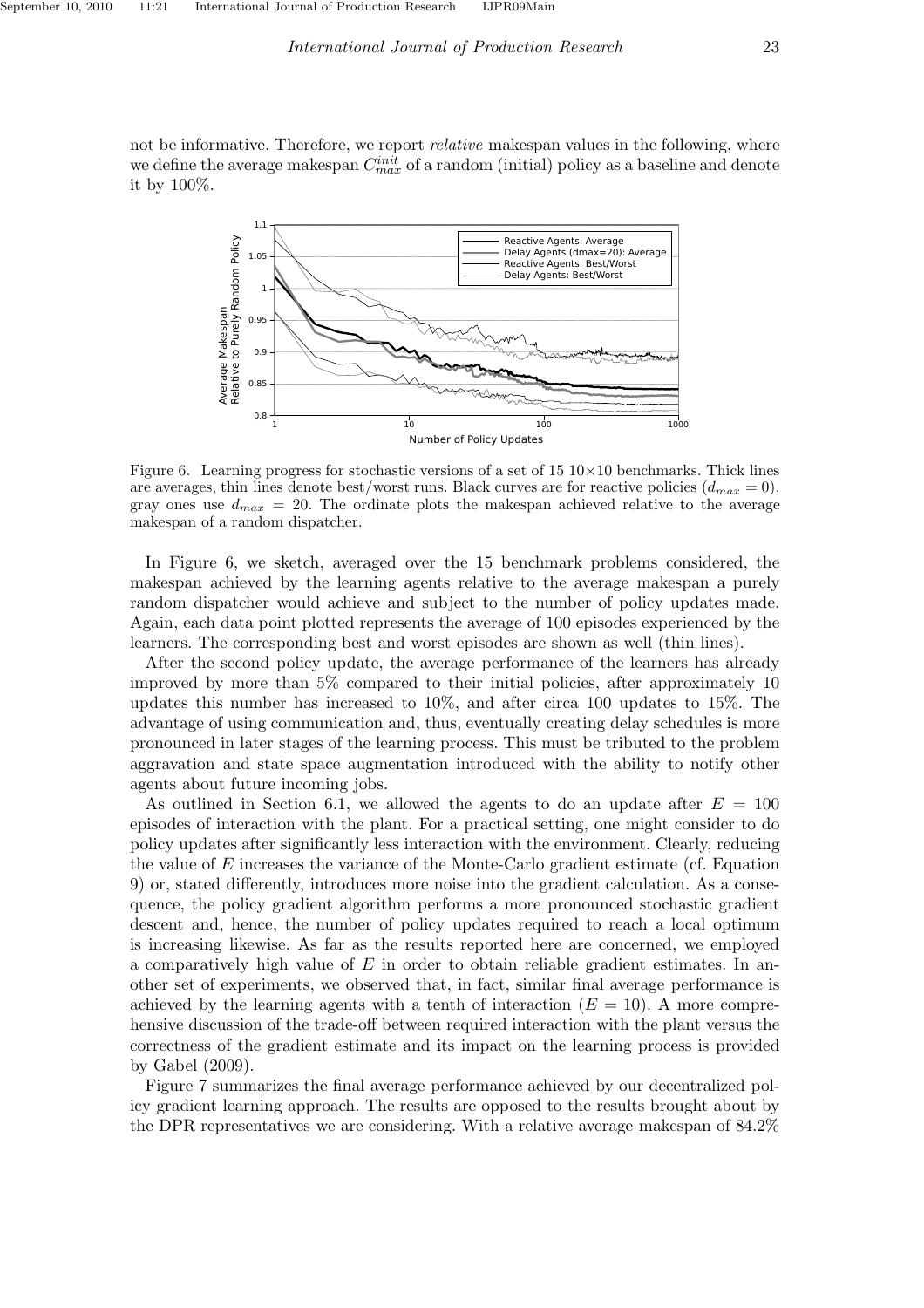not be informative. Therefore, we report *relative* makespan values in the following, where we define the average makespan $C_{max}^{init}$ of a random (initial) policy as a baseline and denote it by 100%.

Figure 6. Learning progress for stochastic versions of a set of 15 10×10 benchmarks. Thick lines are averages, thin lines denote best/worst runs. Black curves are for reactive policies ($d_{max} = 0$), gray ones use $d_{max} = 20$. The ordinate plots the makespan achieved relative to the average makespan of a random dispatcher.

In Figure 6, we sketch, averaged over the 15 benchmark problems considered, the makespan achieved by the learning agents relative to the average makespan a purely random dispatcher would achieve and subject to the number of policy updates made. Again, each data point plotted represents the average of 100 episodes experienced by the learners. The corresponding best and worst episodes are shown as well (thin lines).

After the second policy update, the average performance of the learners has already improved by more than 5% compared to their initial policies, after approximately 10 updates this number has increased to 10%, and after circa 100 updates to 15%. The advantage of using communication and, thus, eventually creating delay schedules is more pronounced in later stages of the learning process. This must be tributed to the problem aggravation and state space augmentation introduced with the ability to notify other agents about future incoming jobs.

As outlined in Section 6.1, we allowed the agents to do an update after $E = 100$ episodes of interaction with the plant. For a practical setting, one might consider to do policy updates after significantly less interaction with the environment. Clearly, reducing the value of $E$ increases the variance of the Monte-Carlo gradient estimate (cf. Equation 9) or, stated differently, introduces more noise into the gradient calculation. As a consequence, the policy gradient algorithm performs a more pronounced stochastic gradient descent and, hence, the number of policy updates required to reach a local optimum is increasing likewise. As far as the results reported here are concerned, we employed a comparatively high value of $E$ in order to obtain reliable gradient estimates. In another set of experiments, we observed that, in fact, similar final average performance is achieved by the learning agents with a tenth of interaction ($E = 10$). A more comprehensive discussion of the trade-off between required interaction with the plant versus the correctness of the gradient estimate and its impact on the learning process is provided by Gabel (2009).

Figure 7 summarizes the final average performance achieved by our decentralized policy gradient learning approach. The results are opposed to the results brought about by the DPR representatives we are considering. With a relative average makespan of 84.2%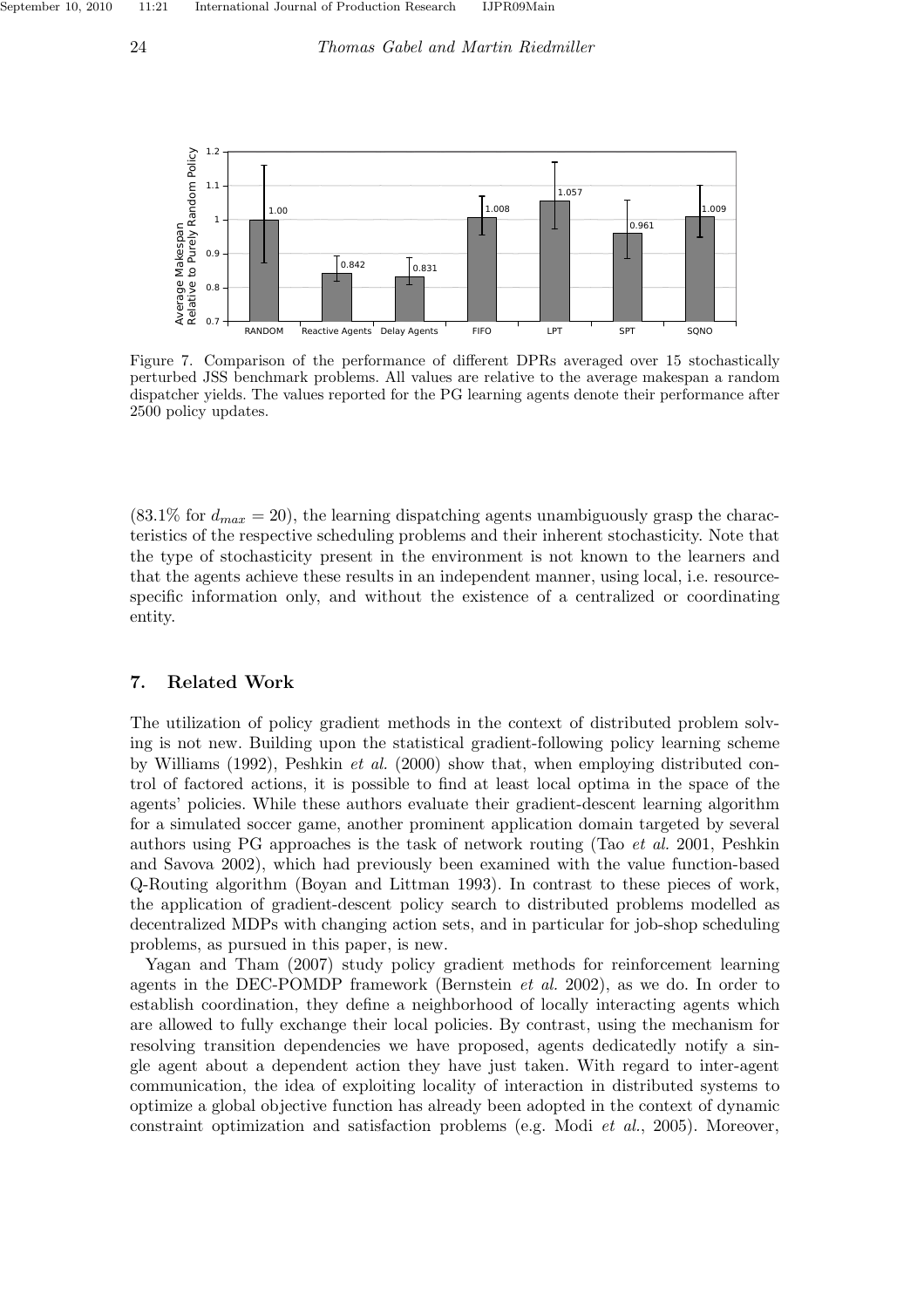Figure 7. Comparison of the performance of different DPRs averaged over 15 stochastically perturbed JSS benchmark problems. All values are relative to the average makespan a random dispatcher yields. The values reported for the PG learning agents denote their performance after 2500 policy updates.

(83.1% for $d_{max} = 20$), the learning dispatching agents unambiguously grasp the characteristics of the respective scheduling problems and their inherent stochasticity. Note that the type of stochasticity present in the environment is not known to the learners and that the agents achieve these results in an independent manner, using local, i.e. resource-specific information only, and without the existence of a centralized or coordinating entity.

## 7. Related Work

The utilization of policy gradient methods in the context of distributed problem solving is not new. Building upon the statistical gradient-following policy learning scheme by Williams (1992), Peshkin *et al.* (2000) show that, when employing distributed control of factored actions, it is possible to find at least local optima in the space of the agents' policies. While these authors evaluate their gradient-descent learning algorithm for a simulated soccer game, another prominent application domain targeted by several authors using PG approaches is the task of network routing (Tao *et al.* 2001, Peshkin and Savova 2002), which had previously been examined with the value function-based Q-Routing algorithm (Boyan and Littman 1993). In contrast to these pieces of work, the application of gradient-descent policy search to distributed problems modelled as decentralized MDPs with changing action sets, and in particular for job-shop scheduling problems, as pursued in this paper, is new.

Yagan and Tham (2007) study policy gradient methods for reinforcement learning agents in the DEC-POMDP framework (Bernstein *et al.* 2002), as we do. In order to establish coordination, they define a neighborhood of locally interacting agents which are allowed to fully exchange their local policies. By contrast, using the mechanism for resolving transition dependencies we have proposed, agents dedicatedly notify a single agent about a dependent action they have just taken. With regard to inter-agent communication, the idea of exploiting locality of interaction in distributed systems to optimize a global objective function has already been adopted in the context of dynamic constraint optimization and satisfaction problems (e.g. Modi *et al.*, 2005). Moreover,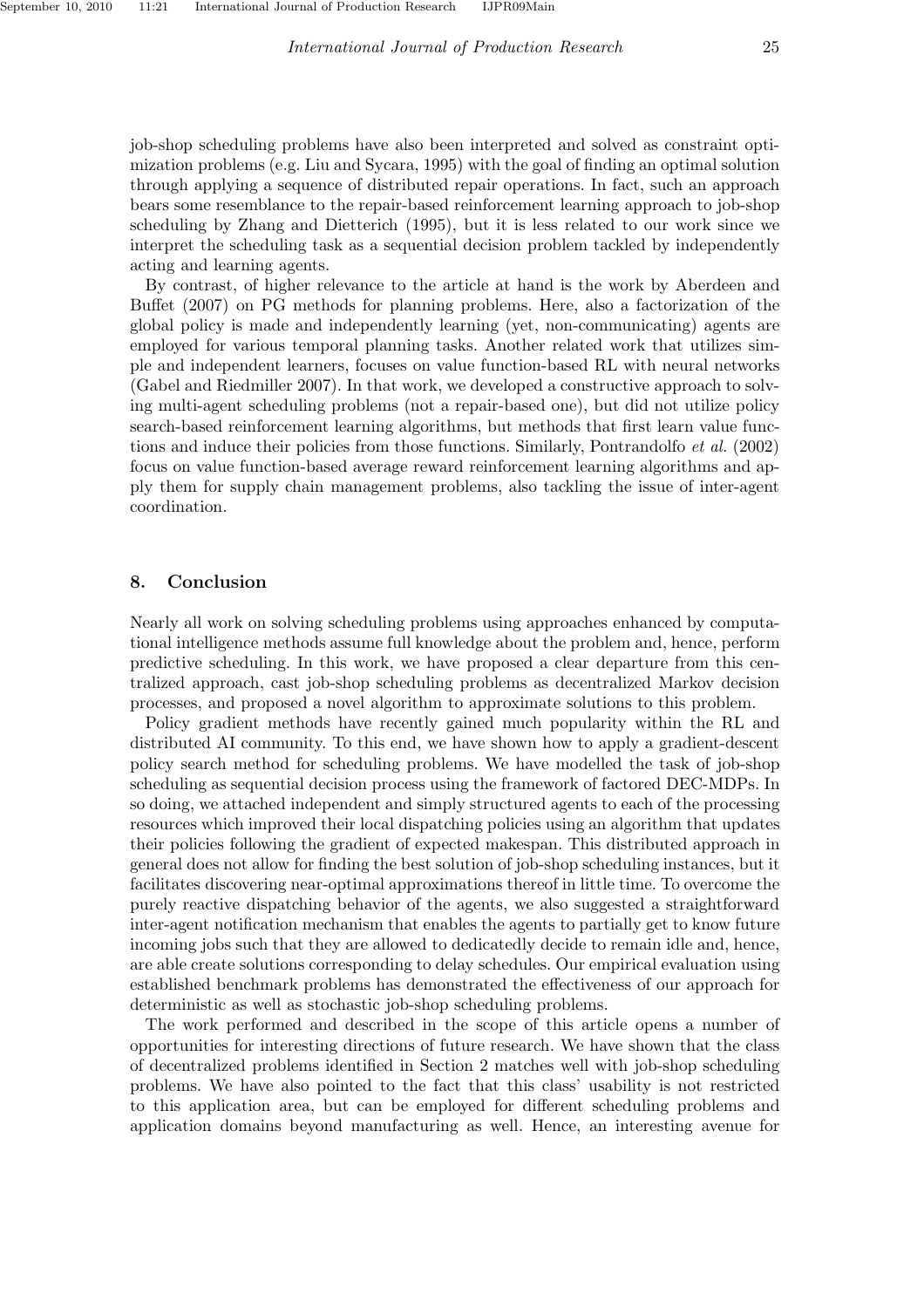job-shop scheduling problems have also been interpreted and solved as constraint optimization problems (e.g. Liu and Sycara, 1995) with the goal of finding an optimal solution through applying a sequence of distributed repair operations. In fact, such an approach bears some resemblance to the repair-based reinforcement learning approach to job-shop scheduling by Zhang and Dietterich (1995), but it is less related to our work since we interpret the scheduling task as a sequential decision problem tackled by independently acting and learning agents.

By contrast, of higher relevance to the article at hand is the work by Aberdeen and Buffet (2007) on PG methods for planning problems. Here, also a factorization of the global policy is made and independently learning (yet, non-communicating) agents are employed for various temporal planning tasks. Another related work that utilizes simple and independent learners, focuses on value function-based RL with neural networks (Gabel and Riedmiller 2007). In that work, we developed a constructive approach to solving multi-agent scheduling problems (not a repair-based one), but did not utilize policy search-based reinforcement learning algorithms, but methods that first learn value functions and induce their policies from those functions. Similarly, Pontrandolfo *et al.* (2002) focus on value function-based average reward reinforcement learning algorithms and apply them for supply chain management problems, also tackling the issue of inter-agent coordination.

## 8. Conclusion

Nearly all work on solving scheduling problems using approaches enhanced by computational intelligence methods assume full knowledge about the problem and, hence, perform predictive scheduling. In this work, we have proposed a clear departure from this centralized approach, cast job-shop scheduling problems as decentralized Markov decision processes, and proposed a novel algorithm to approximate solutions to this problem.

Policy gradient methods have recently gained much popularity within the RL and distributed AI community. To this end, we have shown how to apply a gradient-descent policy search method for scheduling problems. We have modelled the task of job-shop scheduling as sequential decision process using the framework of factored DEC-MDPs. In so doing, we attached independent and simply structured agents to each of the processing resources which improved their local dispatching policies using an algorithm that updates their policies following the gradient of expected makespan. This distributed approach in general does not allow for finding the best solution of job-shop scheduling instances, but it facilitates discovering near-optimal approximations thereof in little time. To overcome the purely reactive dispatching behavior of the agents, we also suggested a straightforward inter-agent notification mechanism that enables the agents to partially get to know future incoming jobs such that they are allowed to dedicatedly decide to remain idle and, hence, are able create solutions corresponding to delay schedules. Our empirical evaluation using established benchmark problems has demonstrated the effectiveness of our approach for deterministic as well as stochastic job-shop scheduling problems.

The work performed and described in the scope of this article opens a number of opportunities for interesting directions of future research. We have shown that the class of decentralized problems identified in Section 2 matches well with job-shop scheduling problems. We have also pointed to the fact that this class' usability is not restricted to this application area, but can be employed for different scheduling problems and application domains beyond manufacturing as well. Hence, an interesting avenue for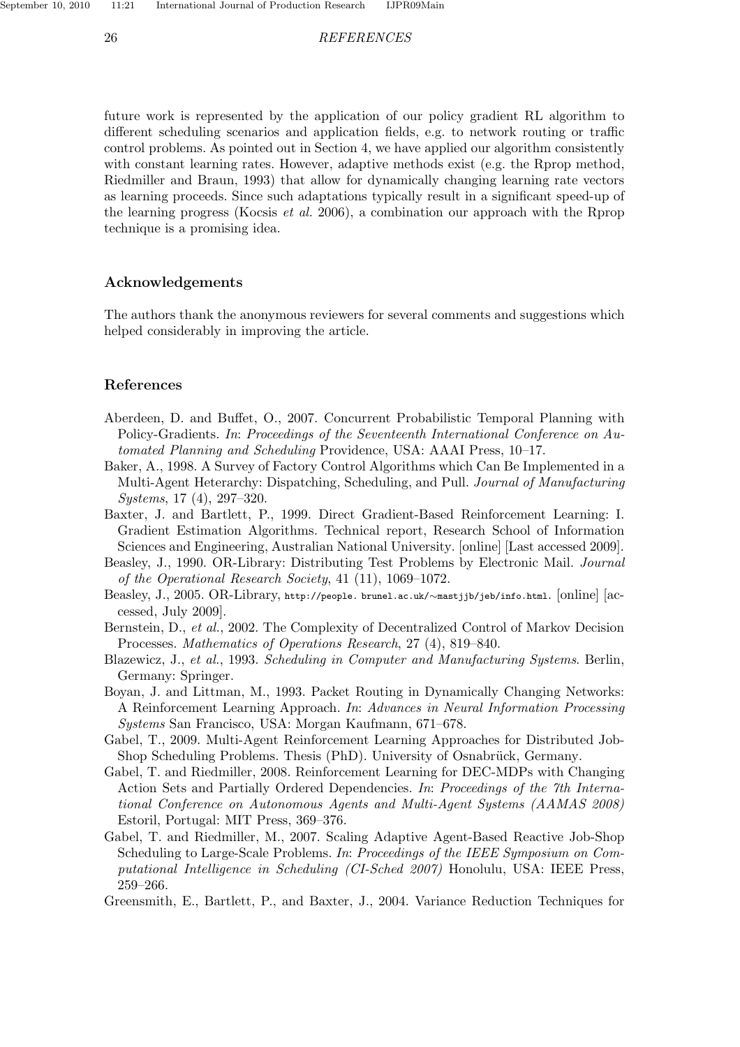future work is represented by the application of our policy gradient RL algorithm to different scheduling scenarios and application fields, e.g. to network routing or traffic control problems. As pointed out in Section 4, we have applied our algorithm consistently with constant learning rates. However, adaptive methods exist (e.g. the Rprop method, Riedmiller and Braun, 1993) that allow for dynamically changing learning rate vectors as learning proceeds. Since such adaptations typically result in a significant speed-up of the learning progress (Kocsis *et al.* 2006), a combination our approach with the Rprop technique is a promising idea.

## Acknowledgements

The authors thank the anonymous reviewers for several comments and suggestions which helped considerably in improving the article.

## References

Aberdeen, D. and Buffet, O., 2007. Concurrent Probabilistic Temporal Planning with Policy-Gradients. *In*: *Proceedings of the Seventeenth International Conference on Automated Planning and Scheduling* Providence, USA: AAAI Press, 10–17.

Baker, A., 1998. A Survey of Factory Control Algorithms which Can Be Implemented in a Multi-Agent Heterarchy: Dispatching, Scheduling, and Pull. *Journal of Manufacturing Systems*, 17 (4), 297–320.

Baxter, J. and Bartlett, P., 1999. Direct Gradient-Based Reinforcement Learning: I. Gradient Estimation Algorithms. Technical report, Research School of Information Sciences and Engineering, Australian National University. [online] [Last accessed 2009].

Beasley, J., 1990. OR-Library: Distributing Test Problems by Electronic Mail. *Journal of the Operational Research Society*, 41 (11), 1069–1072.

Beasley, J., 2005. OR-Library, http://people. brunel.ac.uk/∼mastjjb/jeb/info.html. [online] [accessed, July 2009].

Bernstein, D., *et al.*, 2002. The Complexity of Decentralized Control of Markov Decision Processes. *Mathematics of Operations Research*, 27 (4), 819–840.

Blazewicz, J., *et al.*, 1993. *Scheduling in Computer and Manufacturing Systems*. Berlin, Germany: Springer.

Boyan, J. and Littman, M., 1993. Packet Routing in Dynamically Changing Networks: A Reinforcement Learning Approach. *In*: *Advances in Neural Information Processing Systems* San Francisco, USA: Morgan Kaufmann, 671–678.

Gabel, T., 2009. Multi-Agent Reinforcement Learning Approaches for Distributed Job-Shop Scheduling Problems. Thesis (PhD). University of Osnabrück, Germany.

Gabel, T. and Riedmiller, 2008. Reinforcement Learning for DEC-MDPs with Changing Action Sets and Partially Ordered Dependencies. *In*: *Proceedings of the 7th International Conference on Autonomous Agents and Multi-Agent Systems (AAMAS 2008)* Estoril, Portugal: MIT Press, 369–376.

Gabel, T. and Riedmiller, M., 2007. Scaling Adaptive Agent-Based Reactive Job-Shop Scheduling to Large-Scale Problems. *In*: *Proceedings of the IEEE Symposium on Computational Intelligence in Scheduling (CI-Sched 2007)* Honolulu, USA: IEEE Press, 259–266.

Greensmith, E., Bartlett, P., and Baxter, J., 2004. Variance Reduction Techniques for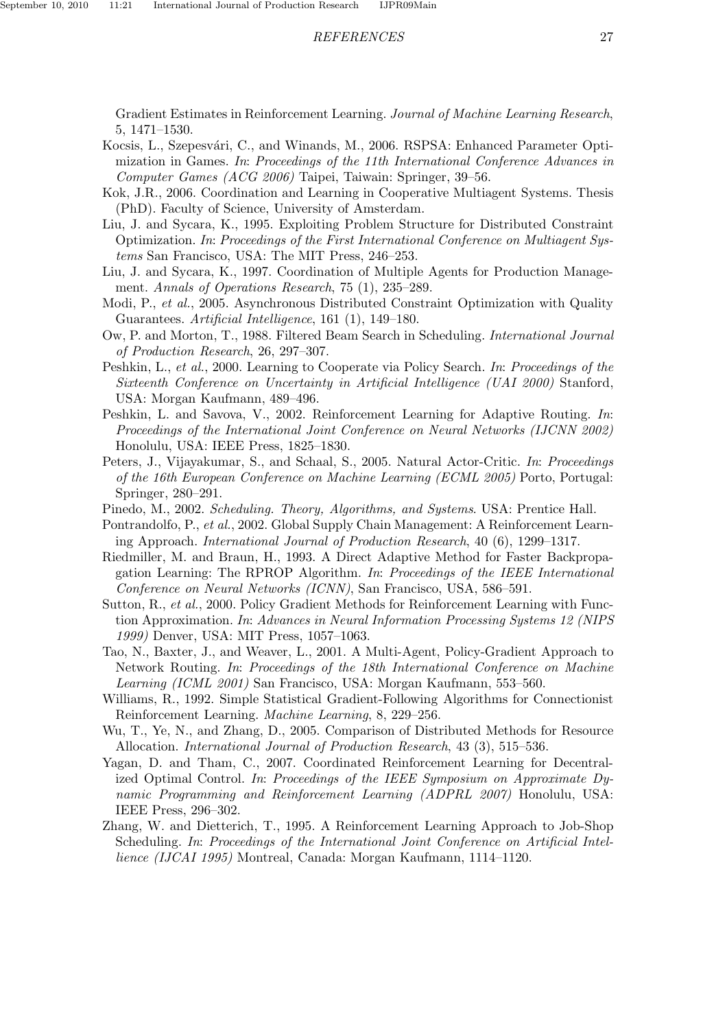Gradient Estimates in Reinforcement Learning. *Journal of Machine Learning Research*, 5, 1471–1530.

Kocsis, L., Szepesvári, C., and Winands, M., 2006. RSPSA: Enhanced Parameter Optimization in Games. *In*: *Proceedings of the 11th International Conference Advances in Computer Games (ACG 2006)* Taipei, Taiwain: Springer, 39–56.

Kok, J.R., 2006. Coordination and Learning in Cooperative Multiagent Systems. Thesis (PhD). Faculty of Science, University of Amsterdam.

Liu, J. and Sycara, K., 1995. Exploiting Problem Structure for Distributed Constraint Optimization. *In*: *Proceedings of the First International Conference on Multiagent Systems* San Francisco, USA: The MIT Press, 246–253.

Liu, J. and Sycara, K., 1997. Coordination of Multiple Agents for Production Management. *Annals of Operations Research*, 75 (1), 235–289.

Modi, P., *et al.*, 2005. Asynchronous Distributed Constraint Optimization with Quality Guarantees. *Artificial Intelligence*, 161 (1), 149–180.

Ow, P. and Morton, T., 1988. Filtered Beam Search in Scheduling. *International Journal of Production Research*, 26, 297–307.

Peshkin, L., *et al.*, 2000. Learning to Cooperate via Policy Search. *In*: *Proceedings of the Sixteenth Conference on Uncertainty in Artificial Intelligence (UAI 2000)* Stanford, USA: Morgan Kaufmann, 489–496.

Peshkin, L. and Savova, V., 2002. Reinforcement Learning for Adaptive Routing. *In*: *Proceedings of the International Joint Conference on Neural Networks (IJCNN 2002)* Honolulu, USA: IEEE Press, 1825–1830.

Peters, J., Vijayakumar, S., and Schaal, S., 2005. Natural Actor-Critic. *In*: *Proceedings of the 16th European Conference on Machine Learning (ECML 2005)* Porto, Portugal: Springer, 280–291.

Pinedo, M., 2002. *Scheduling. Theory, Algorithms, and Systems*. USA: Prentice Hall.

Pontrandolfo, P., *et al.*, 2002. Global Supply Chain Management: A Reinforcement Learning Approach. *International Journal of Production Research*, 40 (6), 1299–1317.

Riedmiller, M. and Braun, H., 1993. A Direct Adaptive Method for Faster Backpropagation Learning: The RPROP Algorithm. *In*: *Proceedings of the IEEE International Conference on Neural Networks (ICNN)*, San Francisco, USA, 586–591.

Sutton, R., *et al.*, 2000. Policy Gradient Methods for Reinforcement Learning with Function Approximation. *In*: *Advances in Neural Information Processing Systems 12 (NIPS 1999)* Denver, USA: MIT Press, 1057–1063.

Tao, N., Baxter, J., and Weaver, L., 2001. A Multi-Agent, Policy-Gradient Approach to Network Routing. *In*: *Proceedings of the 18th International Conference on Machine Learning (ICML 2001)* San Francisco, USA: Morgan Kaufmann, 553–560.

Williams, R., 1992. Simple Statistical Gradient-Following Algorithms for Connectionist Reinforcement Learning. *Machine Learning*, 8, 229–256.

Wu, T., Ye, N., and Zhang, D., 2005. Comparison of Distributed Methods for Resource Allocation. *International Journal of Production Research*, 43 (3), 515–536.

Yagan, D. and Tham, C., 2007. Coordinated Reinforcement Learning for Decentralized Optimal Control. *In*: *Proceedings of the IEEE Symposium on Approximate Dynamic Programming and Reinforcement Learning (ADPRL 2007)* Honolulu, USA: IEEE Press, 296–302.

Zhang, W. and Dietterich, T., 1995. A Reinforcement Learning Approach to Job-Shop Scheduling. *In*: *Proceedings of the International Joint Conference on Artificial Intellience (IJCAI 1995)* Montreal, Canada: Morgan Kaufmann, 1114–1120.